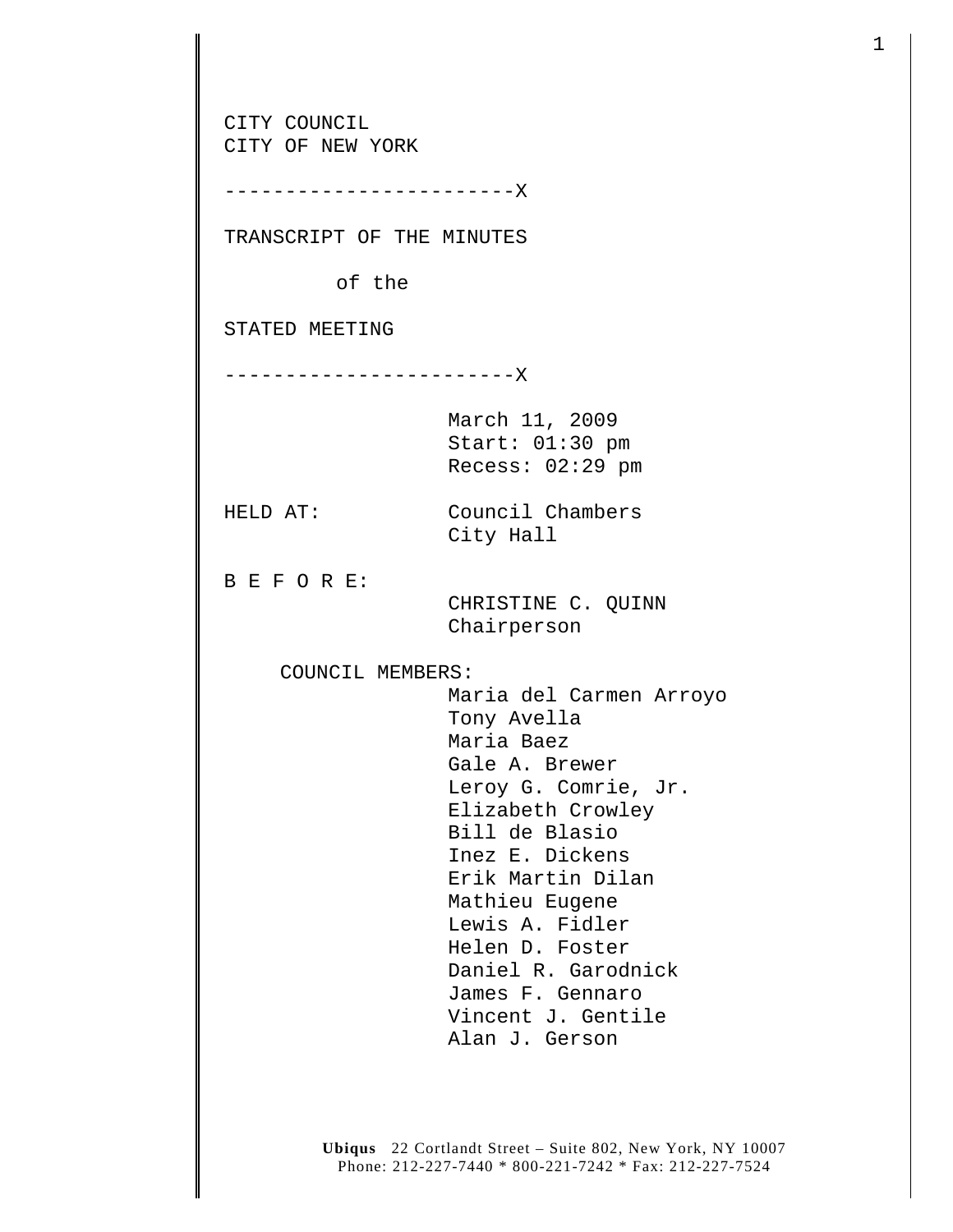CITY COUNCIL
CITY OF NEW YORK

------------------------X

TRANSCRIPT OF THE MINUTES

of the

STATED MEETING

------------------------X

March 11, 2009
Start: 01:30 pm
Recess: 02:29 pm

HELD AT: Council Chambers
City Hall

B E F O R E:

CHRISTINE C. QUINN
Chairperson

COUNCIL MEMBERS:

Maria del Carmen Arroyo
Tony Avella
Maria Baez
Gale A. Brewer
Leroy G. Comrie, Jr.
Elizabeth Crowley
Bill de Blasio
Inez E. Dickens
Erik Martin Dilan
Mathieu Eugene
Lewis A. Fidler
Helen D. Foster
Daniel R. Garodnick
James F. Gennaro
Vincent J. Gentile
Alan J. Gerson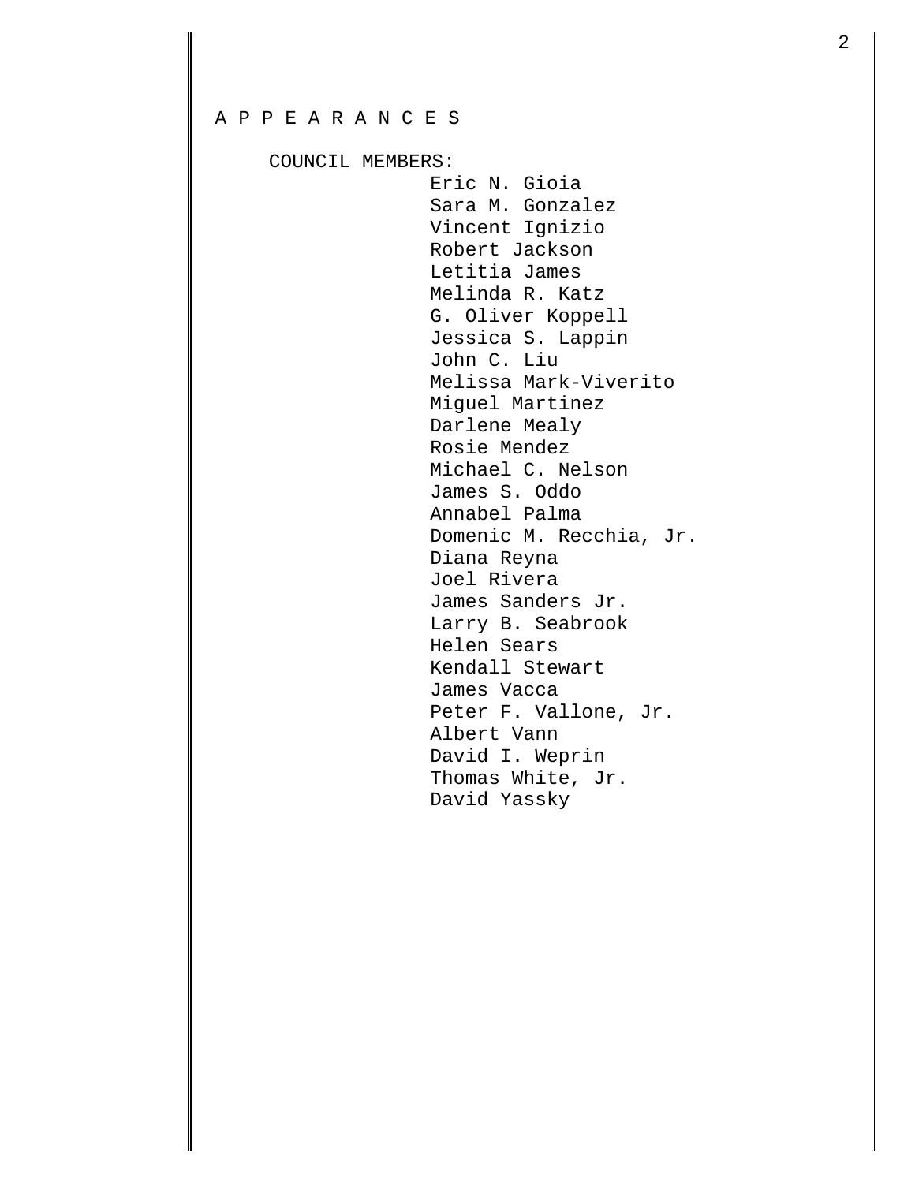# A P P E A R A N C E S

COUNCIL MEMBERS:

Eric N. Gioia
Sara M. Gonzalez
Vincent Ignizio
Robert Jackson
Letitia James
Melinda R. Katz
G. Oliver Koppell
Jessica S. Lappin
John C. Liu
Melissa Mark-Viverito
Miguel Martinez
Darlene Mealy
Rosie Mendez
Michael C. Nelson
James S. Oddo
Annabel Palma
Domenic M. Recchia, Jr.
Diana Reyna
Joel Rivera
James Sanders Jr.
Larry B. Seabrook
Helen Sears
Kendall Stewart
James Vacca
Peter F. Vallone, Jr.
Albert Vann
David I. Weprin
Thomas White, Jr.
David Yassky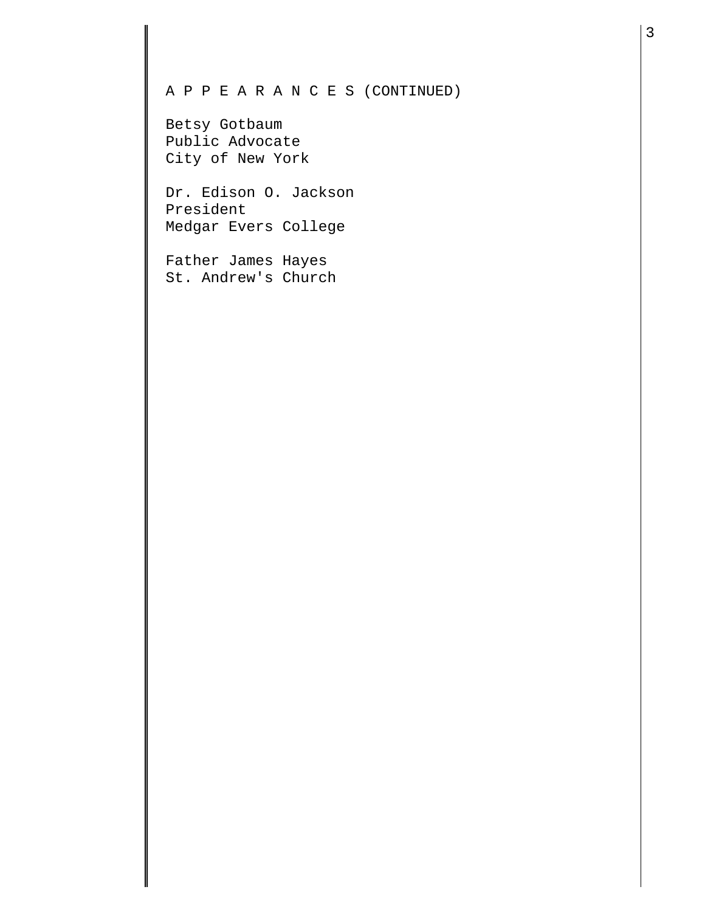A P P E A R A N C E S (CONTINUED)

Betsy Gotbaum
Public Advocate
City of New York

Dr. Edison O. Jackson
President
Medgar Evers College

Father James Hayes
St. Andrew's Church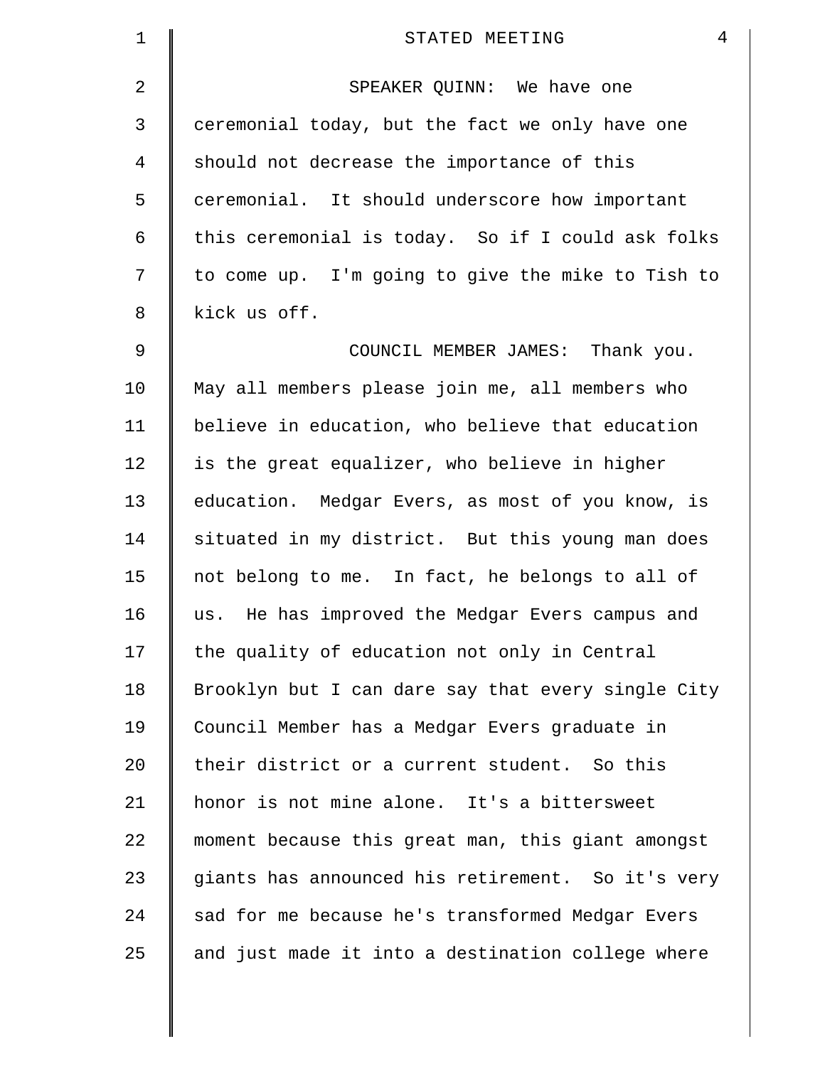SPEAKER QUINN: We have one ceremonial today, but the fact we only have one should not decrease the importance of this ceremonial. It should underscore how important this ceremonial is today. So if I could ask folks to come up. I'm going to give the mike to Tish to kick us off.

COUNCIL MEMBER JAMES: Thank you. May all members please join me, all members who believe in education, who believe that education is the great equalizer, who believe in higher education. Medgar Evers, as most of you know, is situated in my district. But this young man does not belong to me. In fact, he belongs to all of us. He has improved the Medgar Evers campus and the quality of education not only in Central Brooklyn but I can dare say that every single City Council Member has a Medgar Evers graduate in their district or a current student. So this honor is not mine alone. It's a bittersweet moment because this great man, this giant amongst giants has announced his retirement. So it's very sad for me because he's transformed Medgar Evers and just made it into a destination college where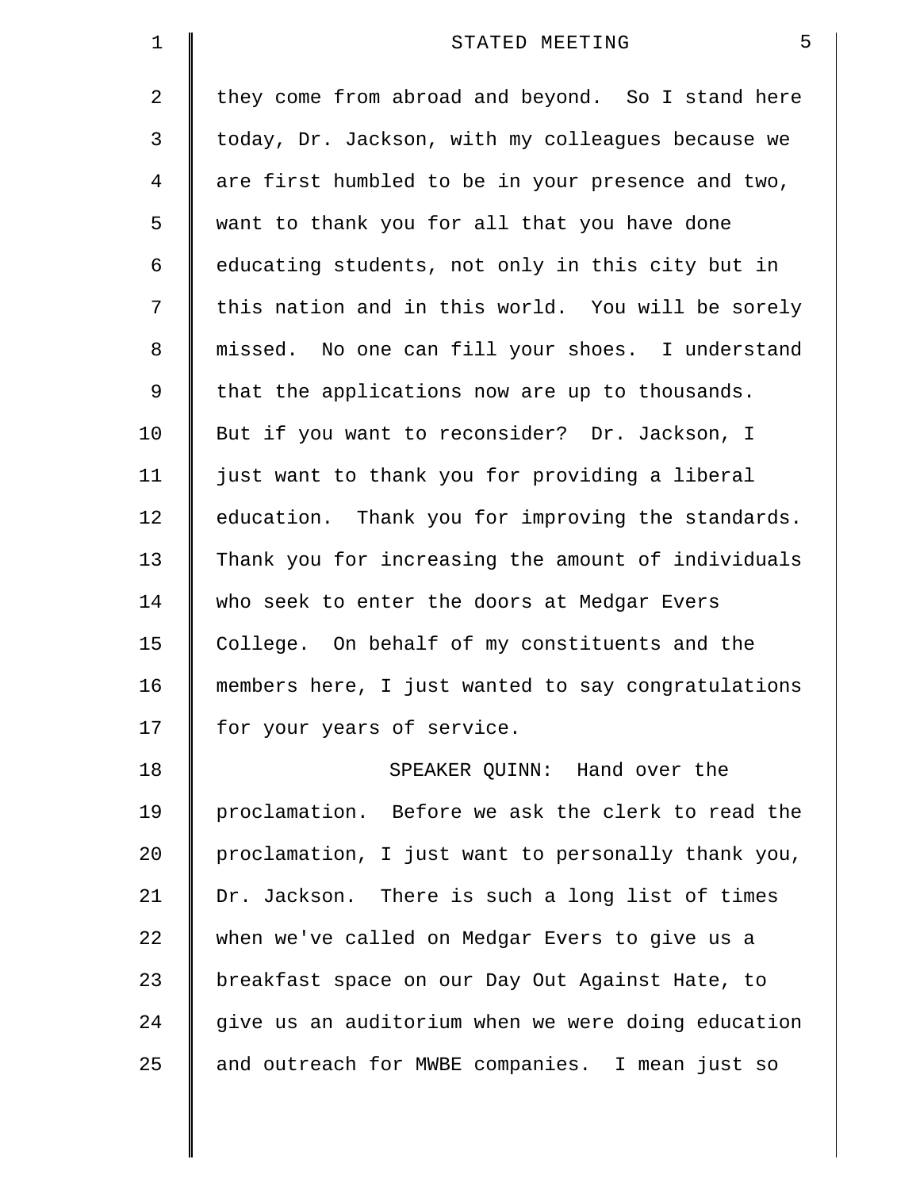they come from abroad and beyond. So I stand here today, Dr. Jackson, with my colleagues because we are first humbled to be in your presence and two, want to thank you for all that you have done educating students, not only in this city but in this nation and in this world. You will be sorely missed. No one can fill your shoes. I understand that the applications now are up to thousands. But if you want to reconsider? Dr. Jackson, I just want to thank you for providing a liberal education. Thank you for improving the standards. Thank you for increasing the amount of individuals who seek to enter the doors at Medgar Evers College. On behalf of my constituents and the members here, I just wanted to say congratulations for your years of service.

SPEAKER QUINN: Hand over the proclamation. Before we ask the clerk to read the proclamation, I just want to personally thank you, Dr. Jackson. There is such a long list of times when we've called on Medgar Evers to give us a breakfast space on our Day Out Against Hate, to give us an auditorium when we were doing education and outreach for MWBE companies. I mean just so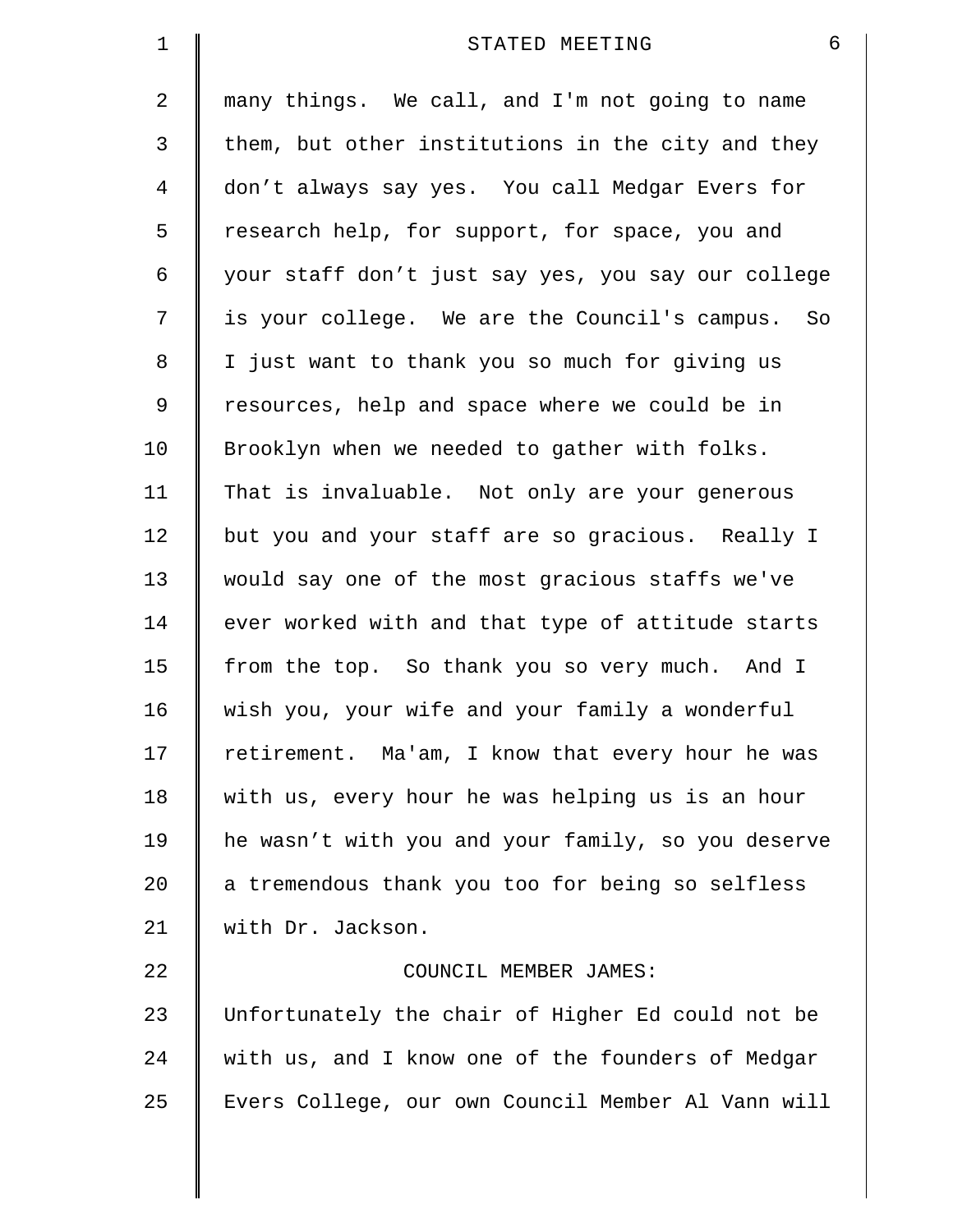many things. We call, and I'm not going to name them, but other institutions in the city and they don't always say yes. You call Medgar Evers for research help, for support, for space, you and your staff don't just say yes, you say our college is your college. We are the Council's campus. So I just want to thank you so much for giving us resources, help and space where we could be in Brooklyn when we needed to gather with folks. That is invaluable. Not only are your generous but you and your staff are so gracious. Really I would say one of the most gracious staffs we've ever worked with and that type of attitude starts from the top. So thank you so very much. And I wish you, your wife and your family a wonderful retirement. Ma'am, I know that every hour he was with us, every hour he was helping us is an hour he wasn't with you and your family, so you deserve a tremendous thank you too for being so selfless with Dr. Jackson.

COUNCIL MEMBER JAMES:

Unfortunately the chair of Higher Ed could not be with us, and I know one of the founders of Medgar Evers College, our own Council Member Al Vann will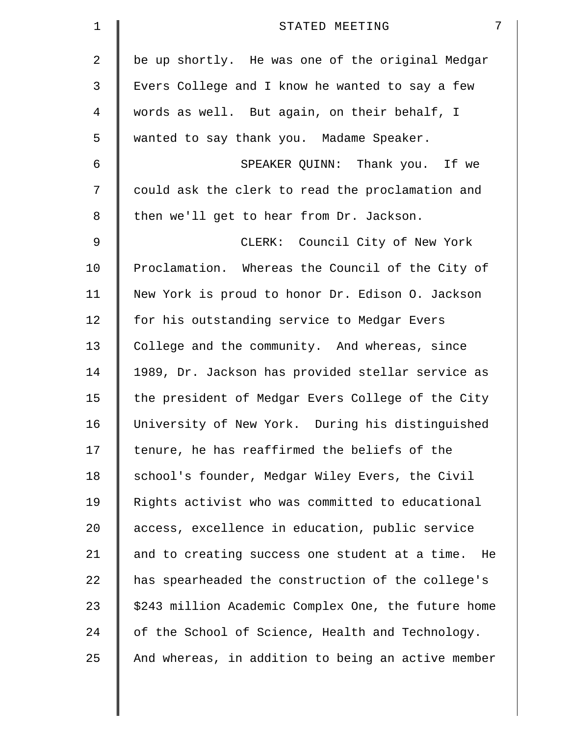be up shortly. He was one of the original Medgar Evers College and I know he wanted to say a few words as well. But again, on their behalf, I wanted to say thank you. Madame Speaker.

SPEAKER QUINN: Thank you. If we could ask the clerk to read the proclamation and then we'll get to hear from Dr. Jackson.

CLERK: Council City of New York Proclamation. Whereas the Council of the City of New York is proud to honor Dr. Edison O. Jackson for his outstanding service to Medgar Evers College and the community. And whereas, since 1989, Dr. Jackson has provided stellar service as the president of Medgar Evers College of the City University of New York. During his distinguished tenure, he has reaffirmed the beliefs of the school's founder, Medgar Wiley Evers, the Civil Rights activist who was committed to educational access, excellence in education, public service and to creating success one student at a time. He has spearheaded the construction of the college's $243 million Academic Complex One, the future home of the School of Science, Health and Technology. And whereas, in addition to being an active member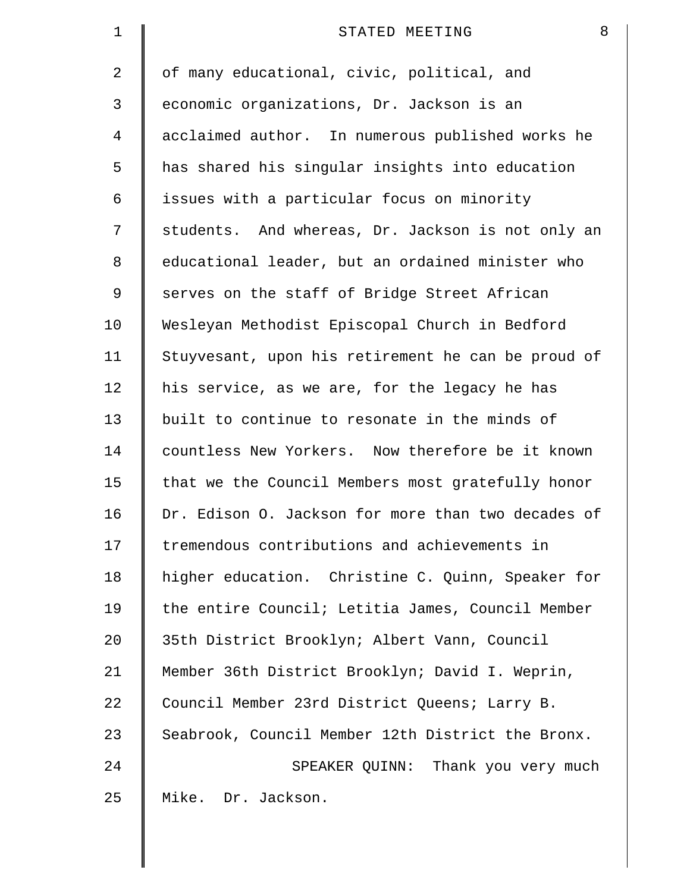of many educational, civic, political, and economic organizations, Dr. Jackson is an acclaimed author. In numerous published works he has shared his singular insights into education issues with a particular focus on minority students. And whereas, Dr. Jackson is not only an educational leader, but an ordained minister who serves on the staff of Bridge Street African Wesleyan Methodist Episcopal Church in Bedford Stuyvesant, upon his retirement he can be proud of his service, as we are, for the legacy he has built to continue to resonate in the minds of countless New Yorkers. Now therefore be it known that we the Council Members most gratefully honor Dr. Edison O. Jackson for more than two decades of tremendous contributions and achievements in higher education. Christine C. Quinn, Speaker for the entire Council; Letitia James, Council Member 35th District Brooklyn; Albert Vann, Council Member 36th District Brooklyn; David I. Weprin, Council Member 23rd District Queens; Larry B. Seabrook, Council Member 12th District the Bronx.

SPEAKER QUINN: Thank you very much Mike. Dr. Jackson.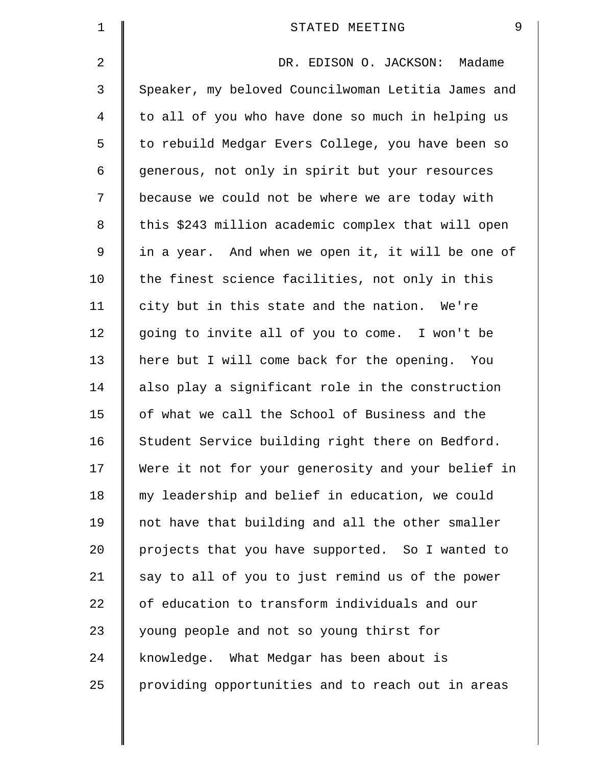DR. EDISON O. JACKSON: Madame Speaker, my beloved Councilwoman Letitia James and to all of you who have done so much in helping us to rebuild Medgar Evers College, you have been so generous, not only in spirit but your resources because we could not be where we are today with this $243 million academic complex that will open in a year. And when we open it, it will be one of the finest science facilities, not only in this city but in this state and the nation. We're going to invite all of you to come. I won't be here but I will come back for the opening. You also play a significant role in the construction of what we call the School of Business and the Student Service building right there on Bedford. Were it not for your generosity and your belief in my leadership and belief in education, we could not have that building and all the other smaller projects that you have supported. So I wanted to say to all of you to just remind us of the power of education to transform individuals and our young people and not so young thirst for knowledge. What Medgar has been about is providing opportunities and to reach out in areas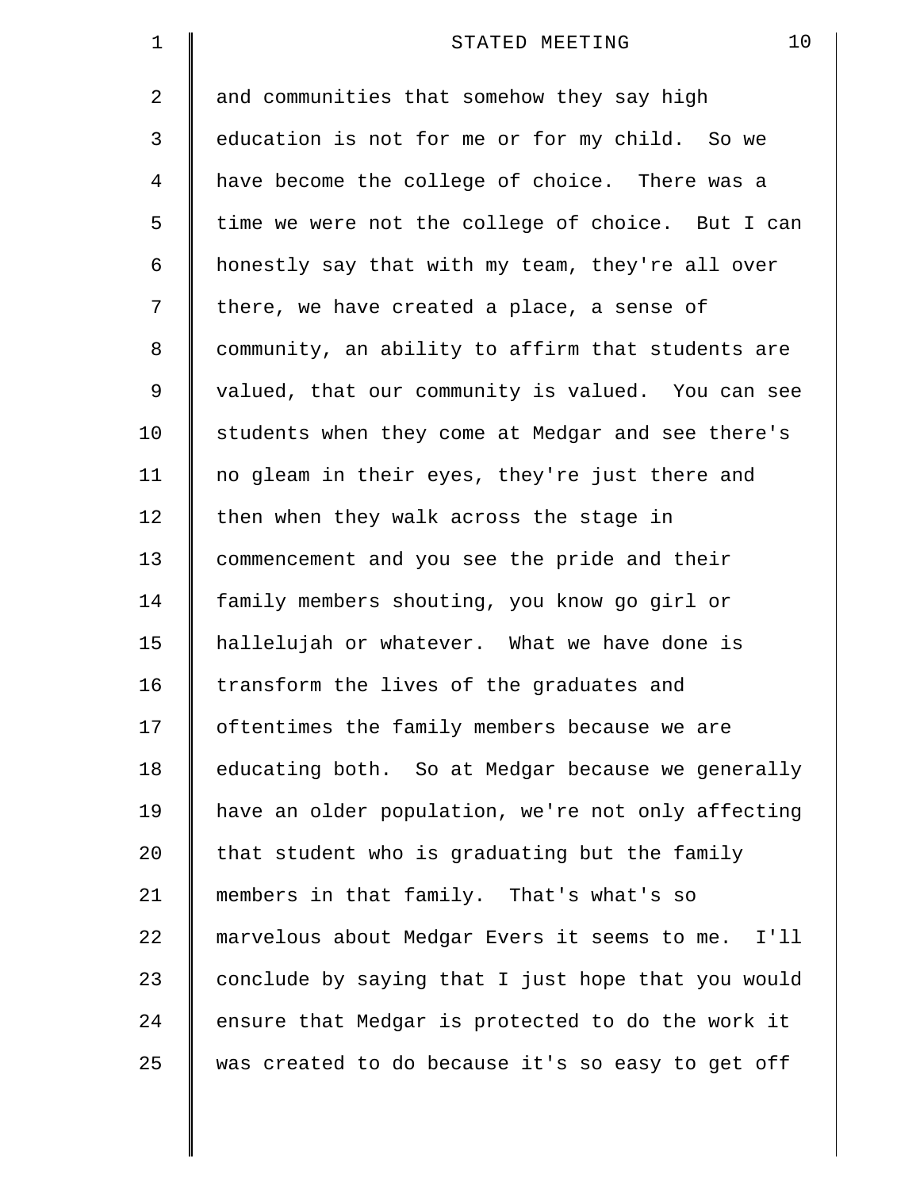and communities that somehow they say high education is not for me or for my child. So we have become the college of choice. There was a time we were not the college of choice. But I can honestly say that with my team, they're all over there, we have created a place, a sense of community, an ability to affirm that students are valued, that our community is valued. You can see students when they come at Medgar and see there's no gleam in their eyes, they're just there and then when they walk across the stage in commencement and you see the pride and their family members shouting, you know go girl or hallelujah or whatever. What we have done is transform the lives of the graduates and oftentimes the family members because we are educating both. So at Medgar because we generally have an older population, we're not only affecting that student who is graduating but the family members in that family. That's what's so marvelous about Medgar Evers it seems to me. I'll conclude by saying that I just hope that you would ensure that Medgar is protected to do the work it was created to do because it's so easy to get off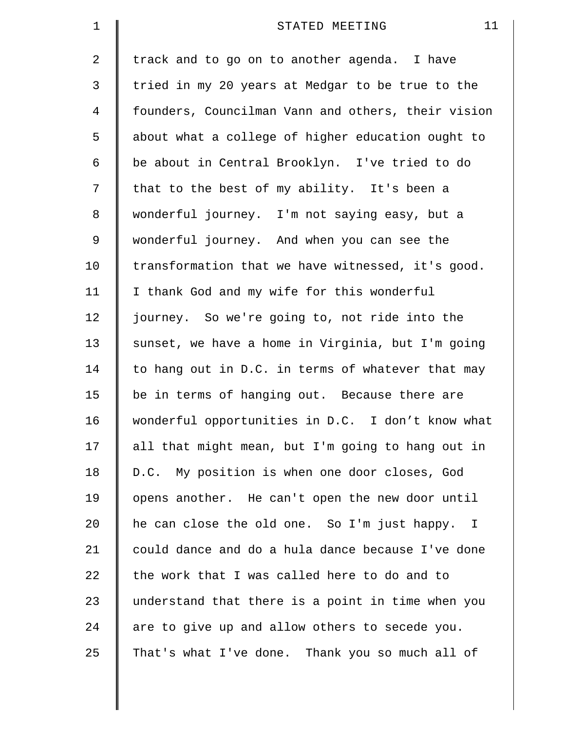track and to go on to another agenda. I have tried in my 20 years at Medgar to be true to the founders, Councilman Vann and others, their vision about what a college of higher education ought to be about in Central Brooklyn. I've tried to do that to the best of my ability. It's been a wonderful journey. I'm not saying easy, but a wonderful journey. And when you can see the transformation that we have witnessed, it's good. I thank God and my wife for this wonderful journey. So we're going to, not ride into the sunset, we have a home in Virginia, but I'm going to hang out in D.C. in terms of whatever that may be in terms of hanging out. Because there are wonderful opportunities in D.C. I don't know what all that might mean, but I'm going to hang out in D.C. My position is when one door closes, God opens another. He can't open the new door until he can close the old one. So I'm just happy. I could dance and do a hula dance because I've done the work that I was called here to do and to understand that there is a point in time when you are to give up and allow others to secede you. That's what I've done. Thank you so much all of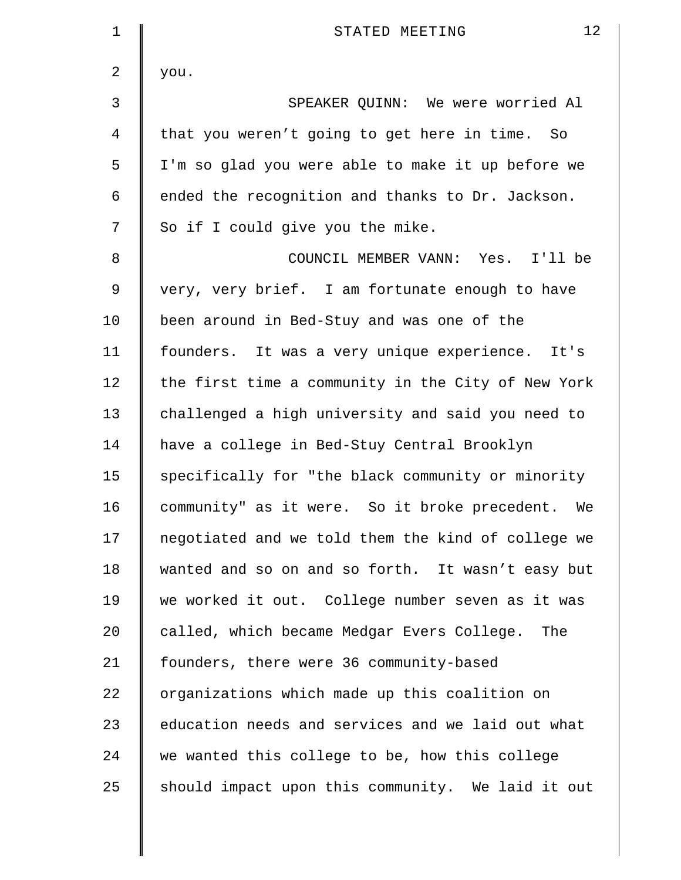you.

SPEAKER QUINN: We were worried Al that you weren't going to get here in time. So I'm so glad you were able to make it up before we ended the recognition and thanks to Dr. Jackson. So if I could give you the mike.

COUNCIL MEMBER VANN: Yes. I'll be very, very brief. I am fortunate enough to have been around in Bed-Stuy and was one of the founders. It was a very unique experience. It's the first time a community in the City of New York challenged a high university and said you need to have a college in Bed-Stuy Central Brooklyn specifically for "the black community or minority community" as it were. So it broke precedent. We negotiated and we told them the kind of college we wanted and so on and so forth. It wasn't easy but we worked it out. College number seven as it was called, which became Medgar Evers College. The founders, there were 36 community-based organizations which made up this coalition on education needs and services and we laid out what we wanted this college to be, how this college should impact upon this community. We laid it out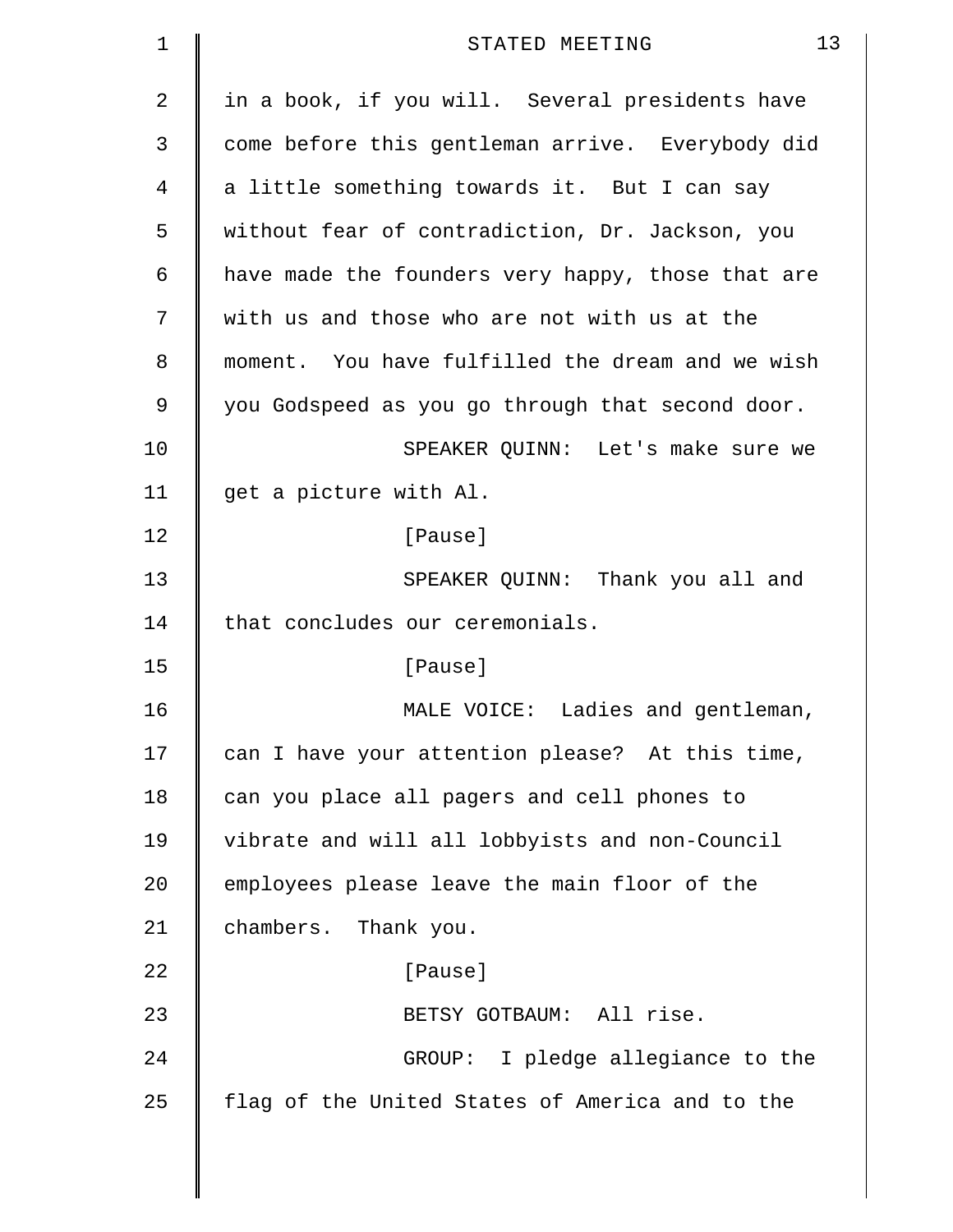in a book, if you will. Several presidents have come before this gentleman arrive. Everybody did a little something towards it. But I can say without fear of contradiction, Dr. Jackson, you have made the founders very happy, those that are with us and those who are not with us at the moment. You have fulfilled the dream and we wish you Godspeed as you go through that second door.

SPEAKER QUINN: Let's make sure we get a picture with Al.

[Pause]

SPEAKER QUINN: Thank you all and that concludes our ceremonials.

[Pause]

MALE VOICE: Ladies and gentleman, can I have your attention please? At this time, can you place all pagers and cell phones to vibrate and will all lobbyists and non-Council employees please leave the main floor of the chambers. Thank you.

[Pause]

BETSY GOTBAUM: All rise.

GROUP: I pledge allegiance to the flag of the United States of America and to the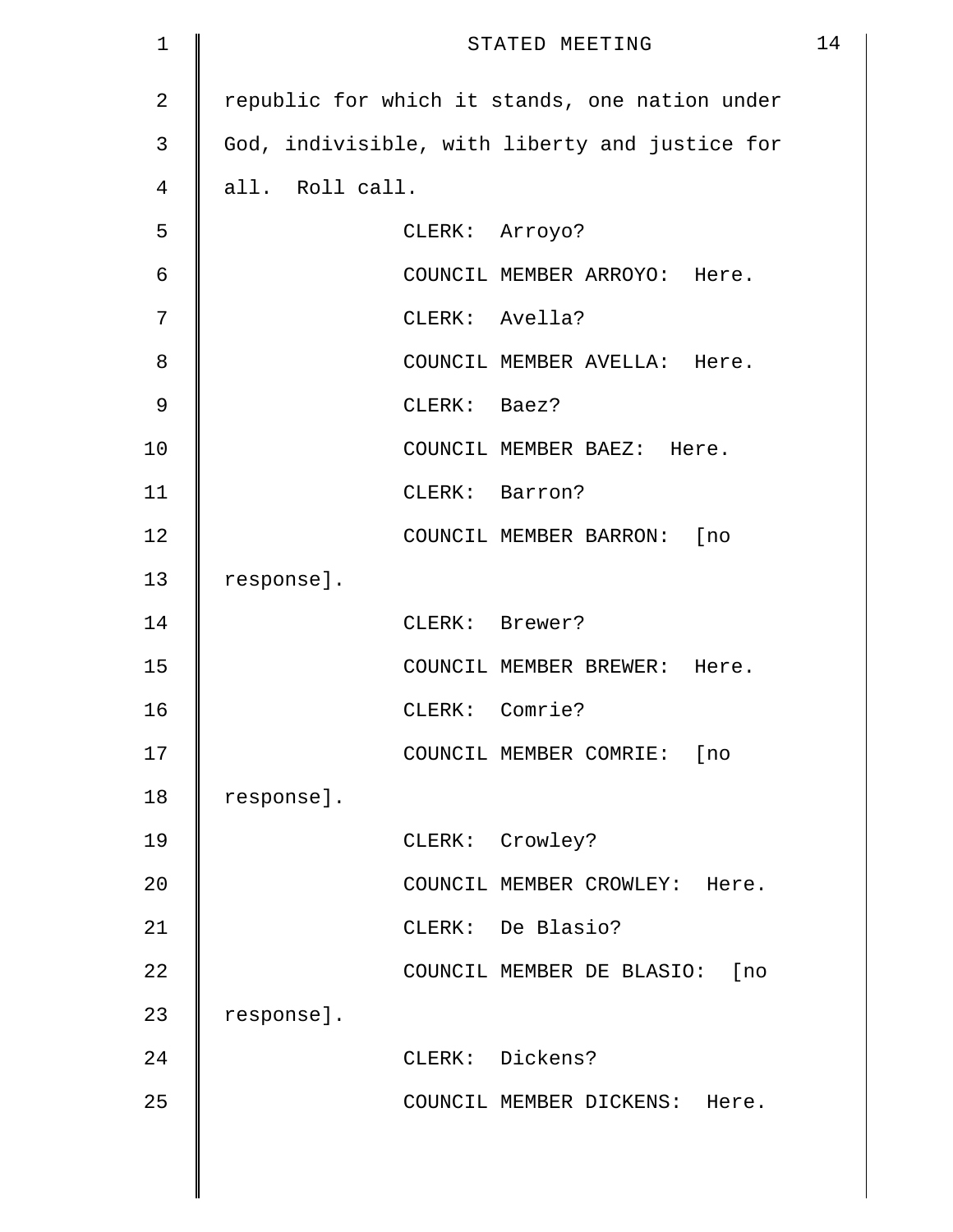republic for which it stands, one nation under God, indivisible, with liberty and justice for all. Roll call.

CLERK: Arroyo?

COUNCIL MEMBER ARROYO: Here.

CLERK: Avella?

COUNCIL MEMBER AVELLA: Here.

CLERK: Baez?

COUNCIL MEMBER BAEZ: Here.

CLERK: Barron?

COUNCIL MEMBER BARRON: [no response].

CLERK: Brewer?

COUNCIL MEMBER BREWER: Here.

CLERK: Comrie?

COUNCIL MEMBER COMRIE: [no response].

CLERK: Crowley?

COUNCIL MEMBER CROWLEY: Here.

CLERK: De Blasio?

COUNCIL MEMBER DE BLASIO: [no response].

CLERK: Dickens?

COUNCIL MEMBER DICKENS: Here.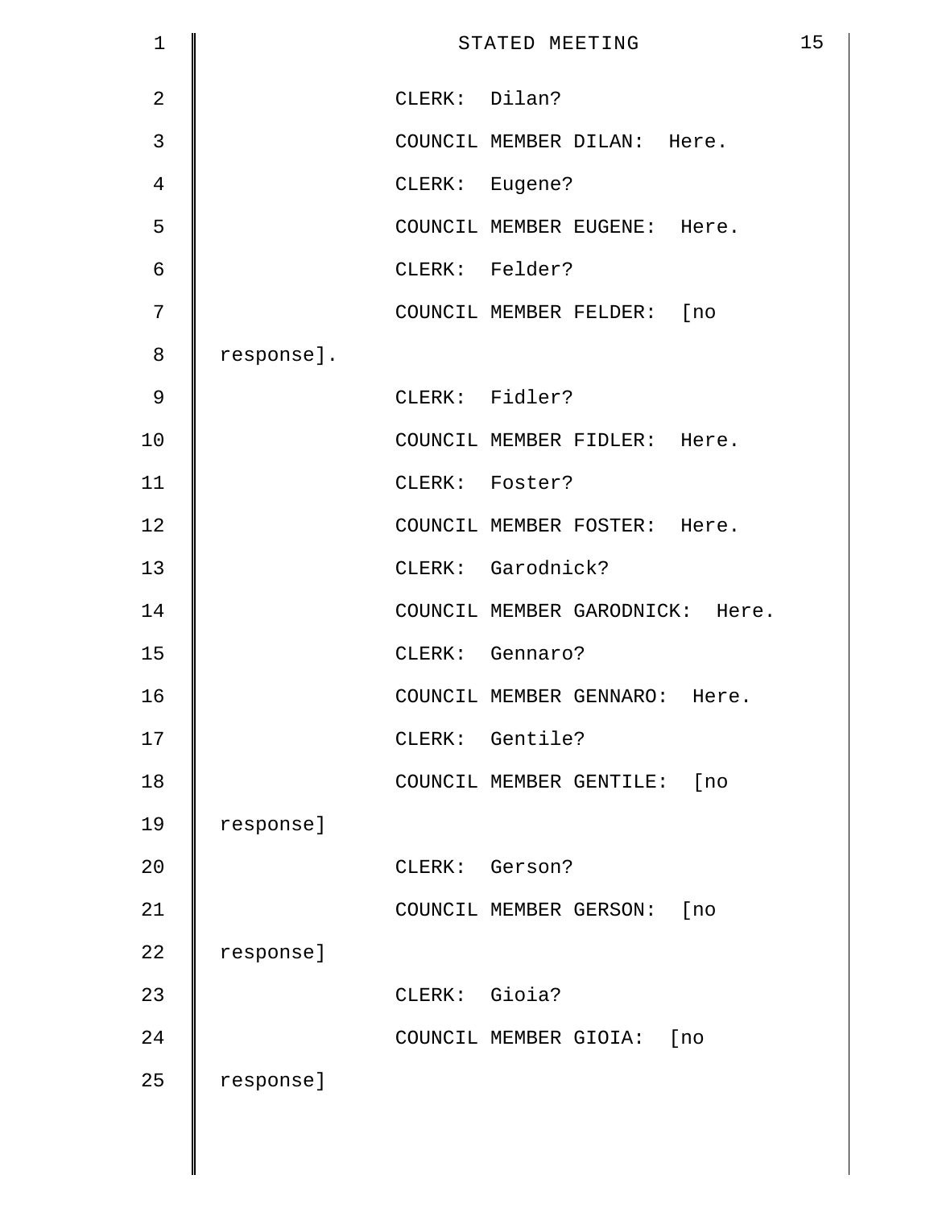CLERK: Dilan?

COUNCIL MEMBER DILAN: Here.

CLERK: Eugene?

COUNCIL MEMBER EUGENE: Here.

CLERK: Felder?

COUNCIL MEMBER FELDER: [no response].

CLERK: Fidler?

COUNCIL MEMBER FIDLER: Here.

CLERK: Foster?

COUNCIL MEMBER FOSTER: Here.

CLERK: Garodnick?

COUNCIL MEMBER GARODNICK: Here.

CLERK: Gennaro?

COUNCIL MEMBER GENNARO: Here.

CLERK: Gentile?

COUNCIL MEMBER GENTILE: [no response]

CLERK: Gerson?

COUNCIL MEMBER GERSON: [no response]

CLERK: Gioia?

COUNCIL MEMBER GIOIA: [no response]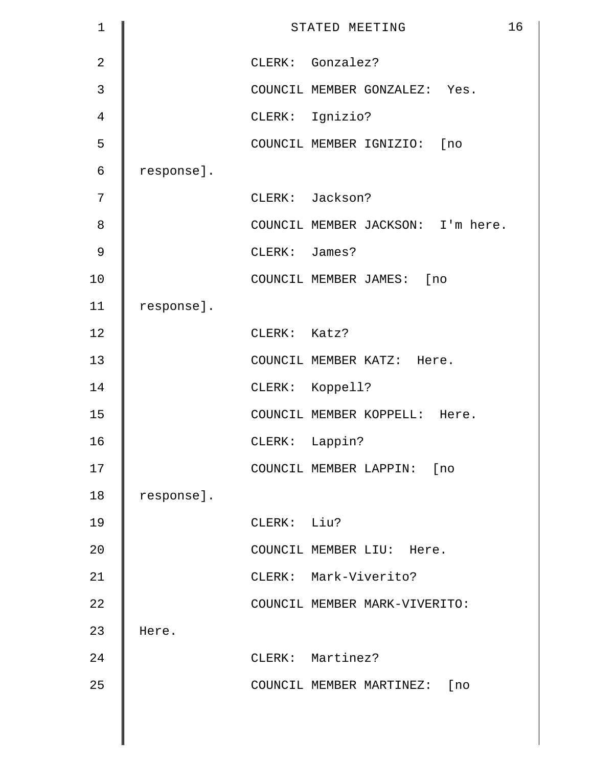CLERK: Gonzalez?

COUNCIL MEMBER GONZALEZ: Yes.

CLERK: Ignizio?

COUNCIL MEMBER IGNIZIO: [no response].

CLERK: Jackson?

COUNCIL MEMBER JACKSON: I'm here.

CLERK: James?

COUNCIL MEMBER JAMES: [no response].

CLERK: Katz?

COUNCIL MEMBER KATZ: Here.

CLERK: Koppell?

COUNCIL MEMBER KOPPELL: Here.

CLERK: Lappin?

COUNCIL MEMBER LAPPIN: [no response].

CLERK: Liu?

COUNCIL MEMBER LIU: Here.

CLERK: Mark-Viverito?

COUNCIL MEMBER MARK-VIVERITO: Here.

CLERK: Martinez?

COUNCIL MEMBER MARTINEZ: [no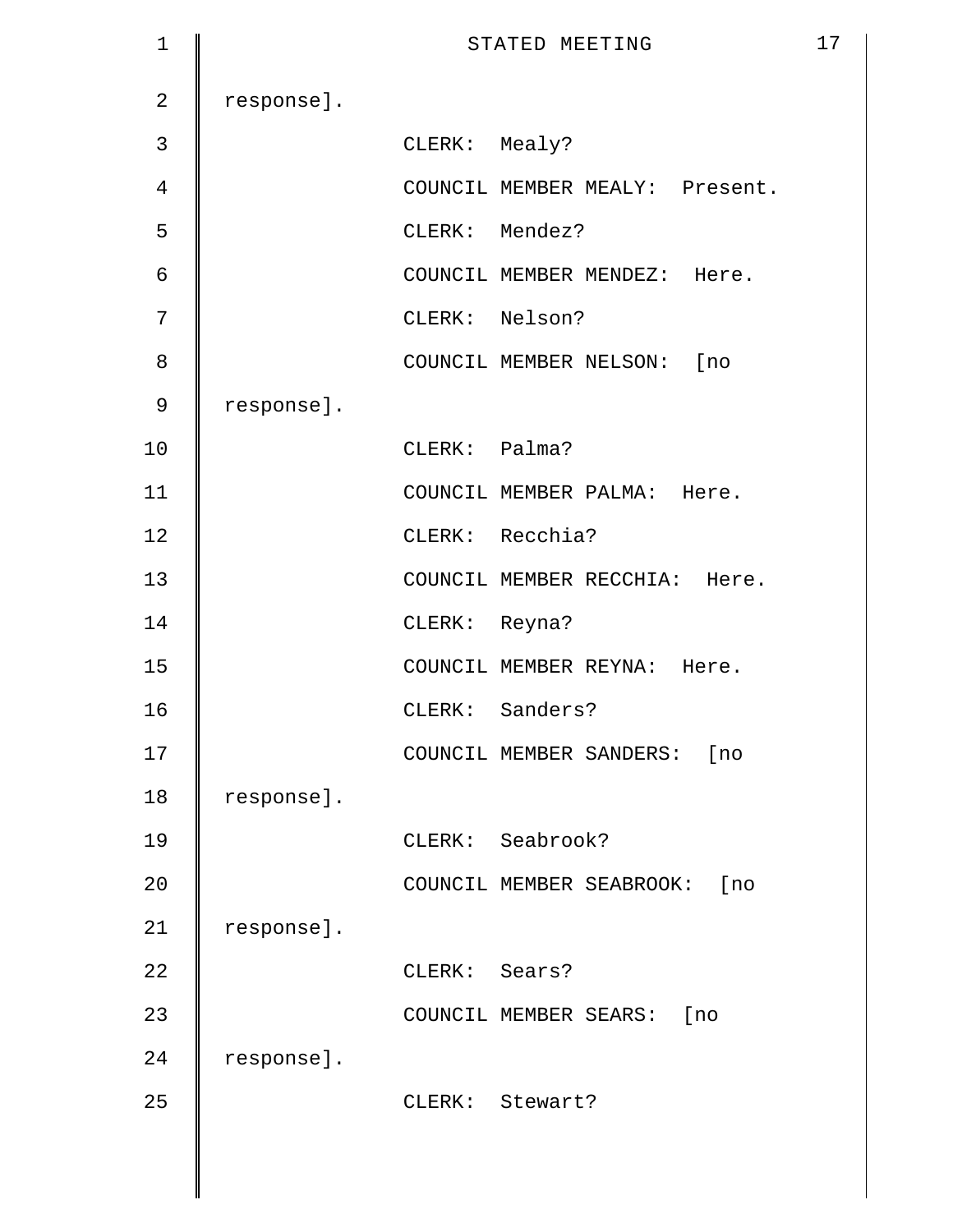response].

CLERK: Mealy?

COUNCIL MEMBER MEALY: Present.

CLERK: Mendez?

COUNCIL MEMBER MENDEZ: Here.

CLERK: Nelson?

COUNCIL MEMBER NELSON: [no response].

CLERK: Palma?

COUNCIL MEMBER PALMA: Here.

CLERK: Recchia?

COUNCIL MEMBER RECCHIA: Here.

CLERK: Reyna?

COUNCIL MEMBER REYNA: Here.

CLERK: Sanders?

COUNCIL MEMBER SANDERS: [no response].

CLERK: Seabrook?

COUNCIL MEMBER SEABROOK: [no response].

CLERK: Sears?

COUNCIL MEMBER SEARS: [no response].

CLERK: Stewart?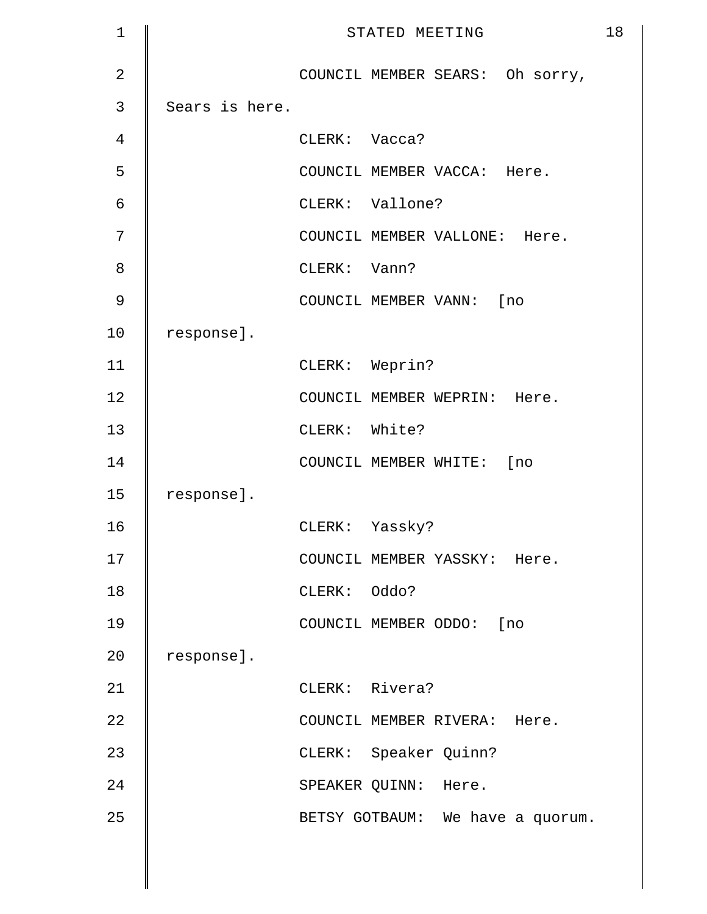COUNCIL MEMBER SEARS: Oh sorry, Sears is here.

CLERK: Vacca?

COUNCIL MEMBER VACCA: Here.

CLERK: Vallone?

COUNCIL MEMBER VALLONE: Here.

CLERK: Vann?

COUNCIL MEMBER VANN: [no response].

CLERK: Weprin?

COUNCIL MEMBER WEPRIN: Here.

CLERK: White?

COUNCIL MEMBER WHITE: [no response].

CLERK: Yassky?

COUNCIL MEMBER YASSKY: Here.

CLERK: Oddo?

COUNCIL MEMBER ODDO: [no response].

CLERK: Rivera?

COUNCIL MEMBER RIVERA: Here.

CLERK: Speaker Quinn?

SPEAKER QUINN: Here.

BETSY GOTBAUM: We have a quorum.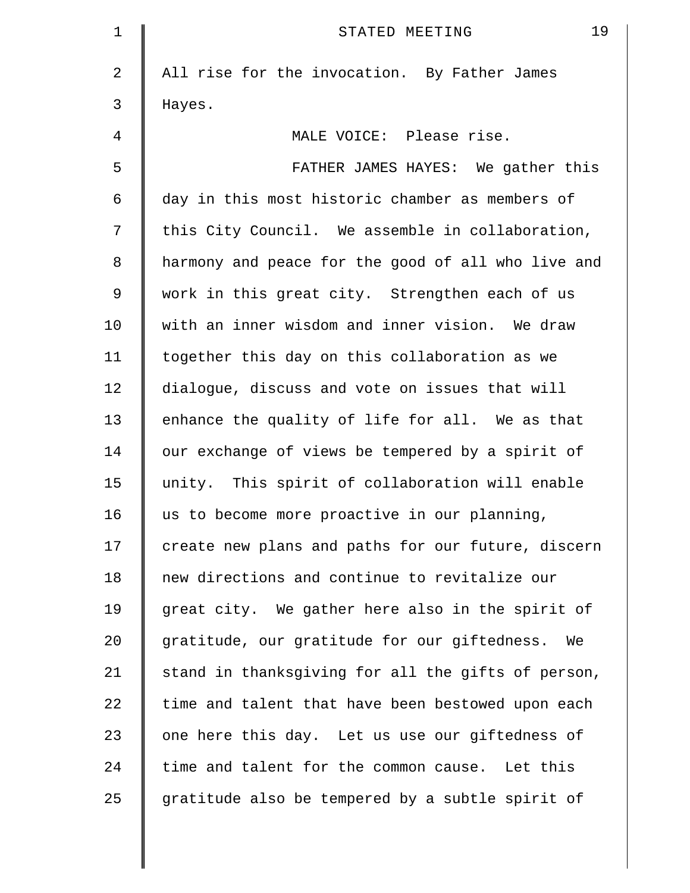All rise for the invocation. By Father James Hayes.

MALE VOICE: Please rise.

FATHER JAMES HAYES: We gather this day in this most historic chamber as members of this City Council. We assemble in collaboration, harmony and peace for the good of all who live and work in this great city. Strengthen each of us with an inner wisdom and inner vision. We draw together this day on this collaboration as we dialogue, discuss and vote on issues that will enhance the quality of life for all. We as that our exchange of views be tempered by a spirit of unity. This spirit of collaboration will enable us to become more proactive in our planning, create new plans and paths for our future, discern new directions and continue to revitalize our great city. We gather here also in the spirit of gratitude, our gratitude for our giftedness. We stand in thanksgiving for all the gifts of person, time and talent that have been bestowed upon each one here this day. Let us use our giftedness of time and talent for the common cause. Let this gratitude also be tempered by a subtle spirit of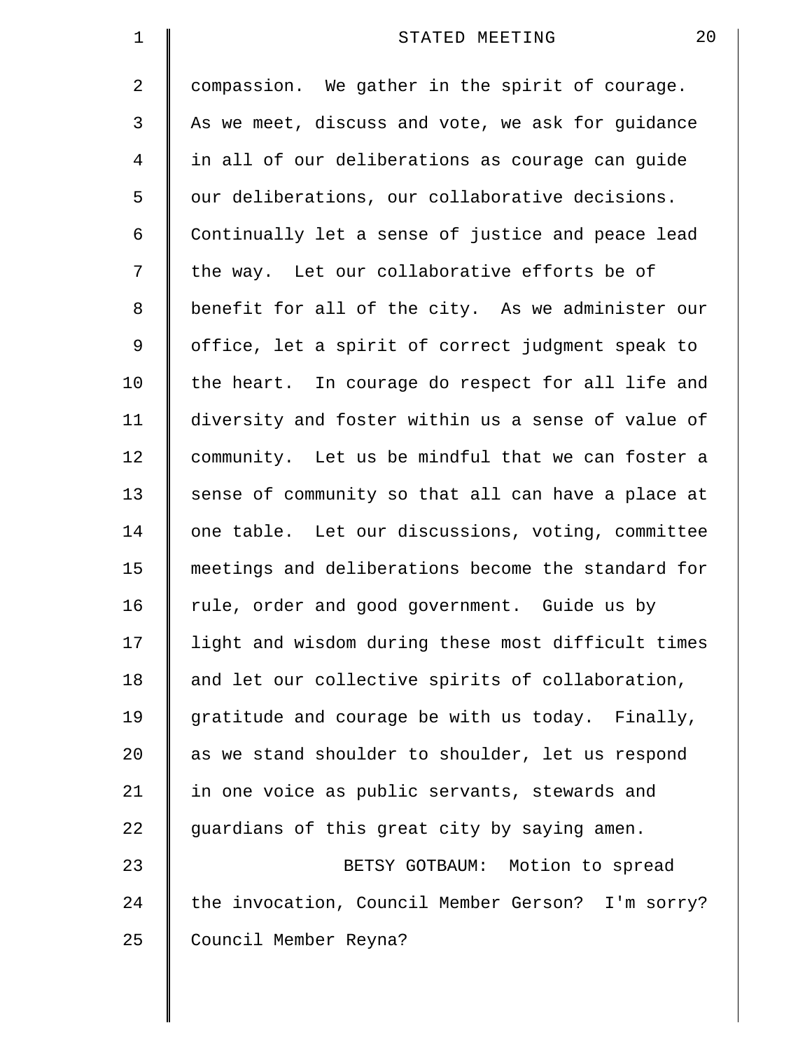compassion. We gather in the spirit of courage. As we meet, discuss and vote, we ask for guidance in all of our deliberations as courage can guide our deliberations, our collaborative decisions. Continually let a sense of justice and peace lead the way. Let our collaborative efforts be of benefit for all of the city. As we administer our office, let a spirit of correct judgment speak to the heart. In courage do respect for all life and diversity and foster within us a sense of value of community. Let us be mindful that we can foster a sense of community so that all can have a place at one table. Let our discussions, voting, committee meetings and deliberations become the standard for rule, order and good government. Guide us by light and wisdom during these most difficult times and let our collective spirits of collaboration, gratitude and courage be with us today. Finally, as we stand shoulder to shoulder, let us respond in one voice as public servants, stewards and guardians of this great city by saying amen.

BETSY GOTBAUM: Motion to spread the invocation, Council Member Gerson? I'm sorry? Council Member Reyna?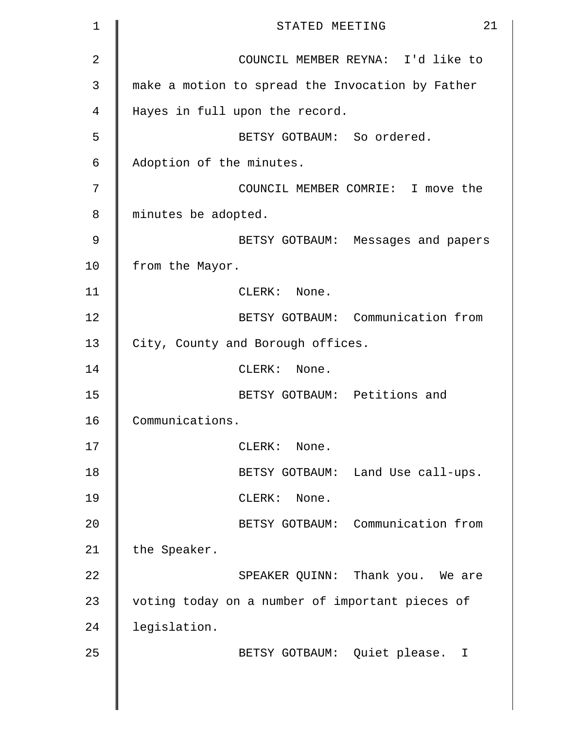COUNCIL MEMBER REYNA: I'd like to make a motion to spread the Invocation by Father Hayes in full upon the record.

BETSY GOTBAUM: So ordered. Adoption of the minutes.

COUNCIL MEMBER COMRIE: I move the minutes be adopted.

BETSY GOTBAUM: Messages and papers from the Mayor.

CLERK: None.

BETSY GOTBAUM: Communication from City, County and Borough offices.

CLERK: None.

BETSY GOTBAUM: Petitions and Communications.

CLERK: None.

BETSY GOTBAUM: Land Use call-ups.

CLERK: None.

BETSY GOTBAUM: Communication from the Speaker.

SPEAKER QUINN: Thank you. We are voting today on a number of important pieces of legislation.

BETSY GOTBAUM: Quiet please. I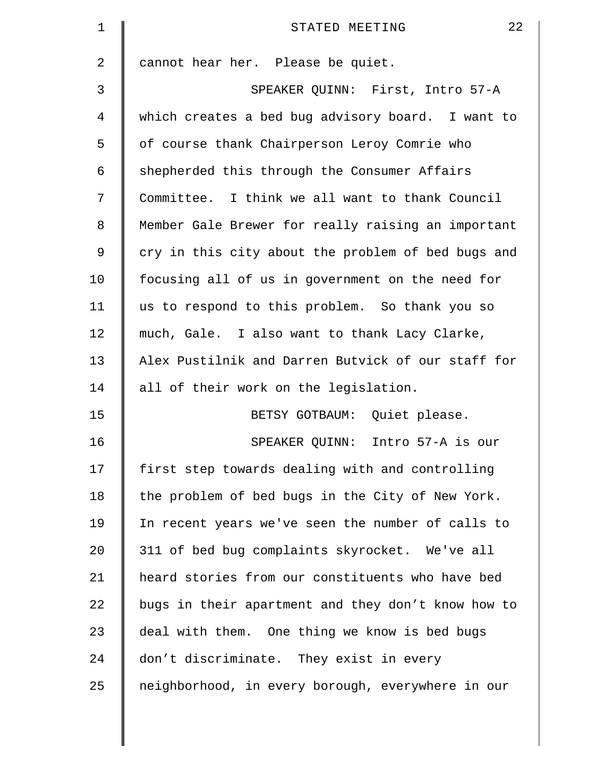cannot hear her. Please be quiet.

SPEAKER QUINN: First, Intro 57-A which creates a bed bug advisory board. I want to of course thank Chairperson Leroy Comrie who shepherded this through the Consumer Affairs Committee. I think we all want to thank Council Member Gale Brewer for really raising an important cry in this city about the problem of bed bugs and focusing all of us in government on the need for us to respond to this problem. So thank you so much, Gale. I also want to thank Lacy Clarke, Alex Pustilnik and Darren Butvick of our staff for all of their work on the legislation.

BETSY GOTBAUM: Quiet please.

SPEAKER QUINN: Intro 57-A is our first step towards dealing with and controlling the problem of bed bugs in the City of New York. In recent years we've seen the number of calls to 311 of bed bug complaints skyrocket. We've all heard stories from our constituents who have bed bugs in their apartment and they don't know how to deal with them. One thing we know is bed bugs don't discriminate. They exist in every neighborhood, in every borough, everywhere in our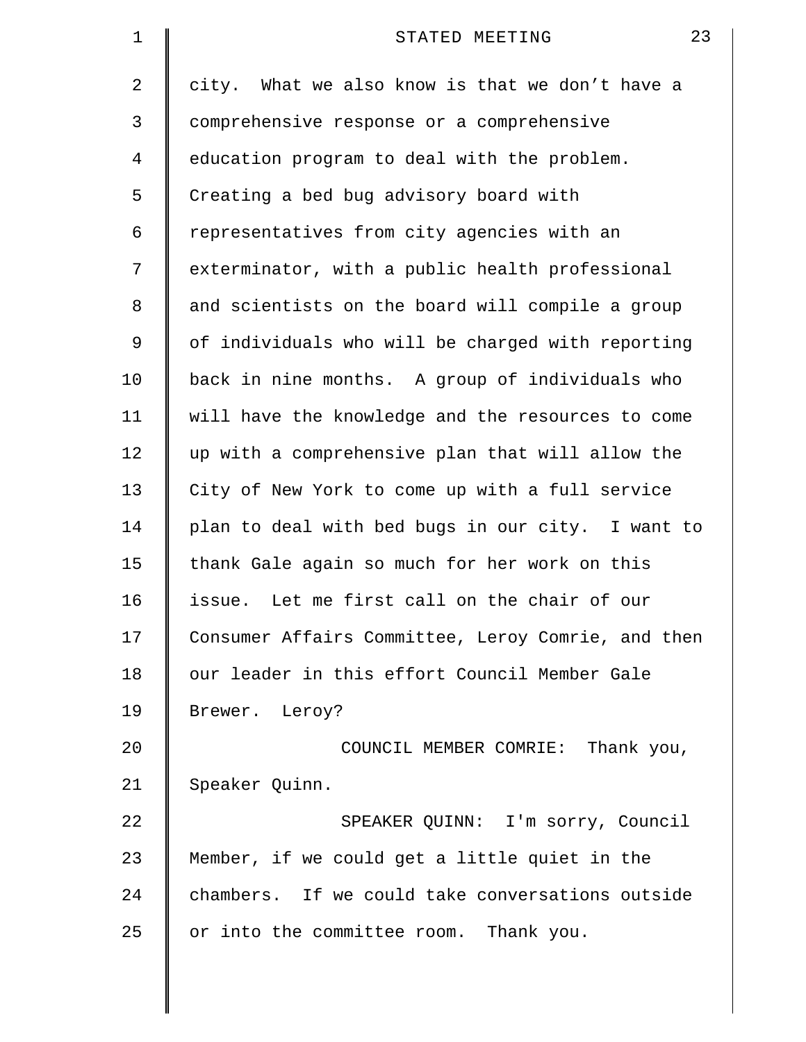city. What we also know is that we don't have a comprehensive response or a comprehensive education program to deal with the problem. Creating a bed bug advisory board with representatives from city agencies with an exterminator, with a public health professional and scientists on the board will compile a group of individuals who will be charged with reporting back in nine months. A group of individuals who will have the knowledge and the resources to come up with a comprehensive plan that will allow the City of New York to come up with a full service plan to deal with bed bugs in our city. I want to thank Gale again so much for her work on this issue. Let me first call on the chair of our Consumer Affairs Committee, Leroy Comrie, and then our leader in this effort Council Member Gale Brewer. Leroy?

COUNCIL MEMBER COMRIE: Thank you, Speaker Quinn.

SPEAKER QUINN: I'm sorry, Council Member, if we could get a little quiet in the chambers. If we could take conversations outside or into the committee room. Thank you.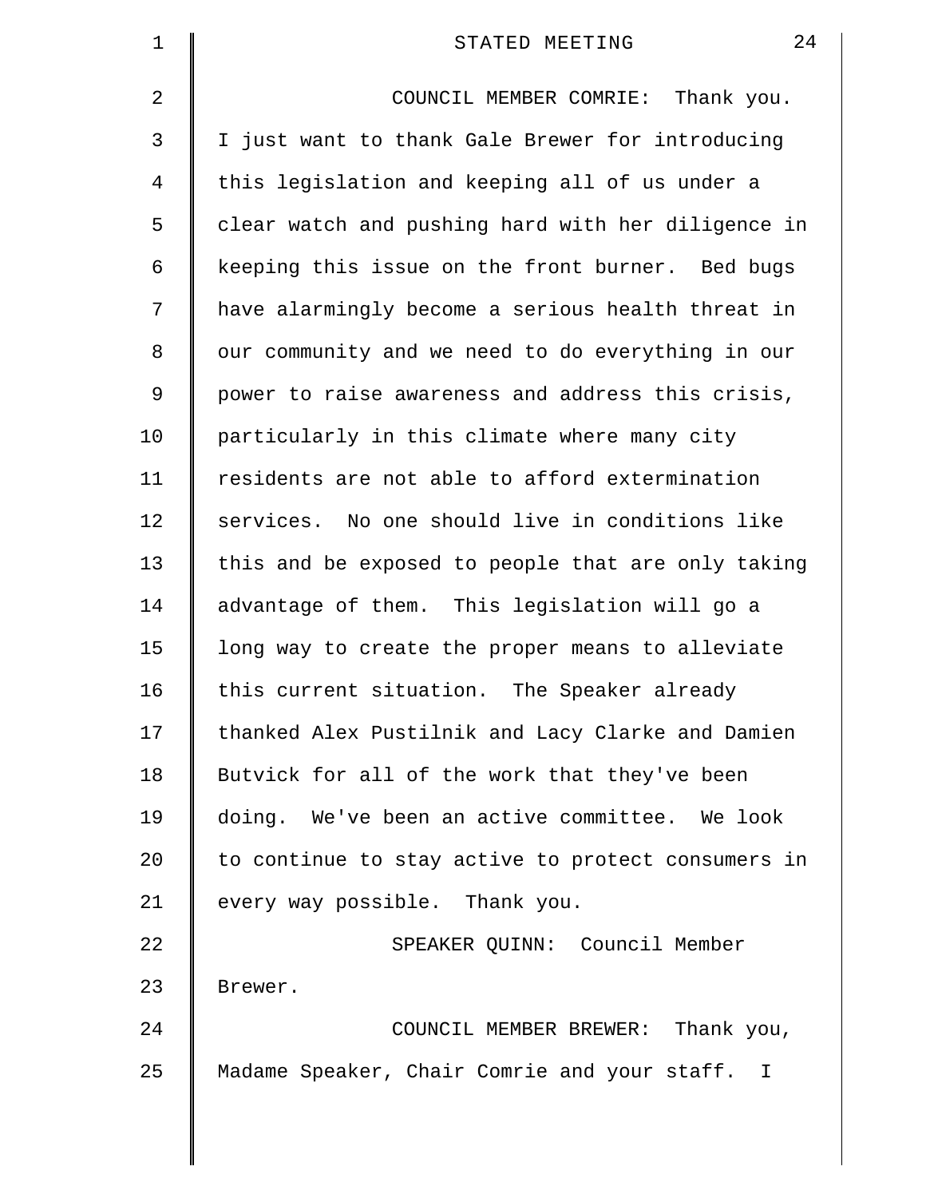COUNCIL MEMBER COMRIE: Thank you. I just want to thank Gale Brewer for introducing this legislation and keeping all of us under a clear watch and pushing hard with her diligence in keeping this issue on the front burner. Bed bugs have alarmingly become a serious health threat in our community and we need to do everything in our power to raise awareness and address this crisis, particularly in this climate where many city residents are not able to afford extermination services. No one should live in conditions like this and be exposed to people that are only taking advantage of them. This legislation will go a long way to create the proper means to alleviate this current situation. The Speaker already thanked Alex Pustilnik and Lacy Clarke and Damien Butvick for all of the work that they've been doing. We've been an active committee. We look to continue to stay active to protect consumers in every way possible. Thank you.

SPEAKER QUINN: Council Member Brewer.

COUNCIL MEMBER BREWER: Thank you, Madame Speaker, Chair Comrie and your staff. I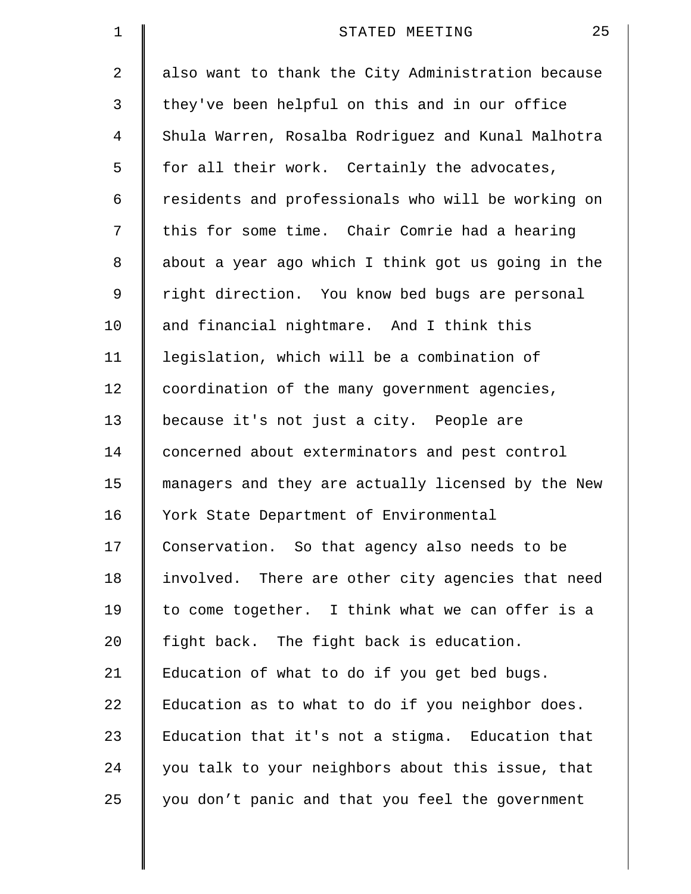also want to thank the City Administration because they've been helpful on this and in our office Shula Warren, Rosalba Rodriguez and Kunal Malhotra for all their work. Certainly the advocates, residents and professionals who will be working on this for some time. Chair Comrie had a hearing about a year ago which I think got us going in the right direction. You know bed bugs are personal and financial nightmare. And I think this legislation, which will be a combination of coordination of the many government agencies, because it's not just a city. People are concerned about exterminators and pest control managers and they are actually licensed by the New York State Department of Environmental Conservation. So that agency also needs to be involved. There are other city agencies that need to come together. I think what we can offer is a fight back. The fight back is education. Education of what to do if you get bed bugs. Education as to what to do if you neighbor does. Education that it's not a stigma. Education that you talk to your neighbors about this issue, that you don't panic and that you feel the government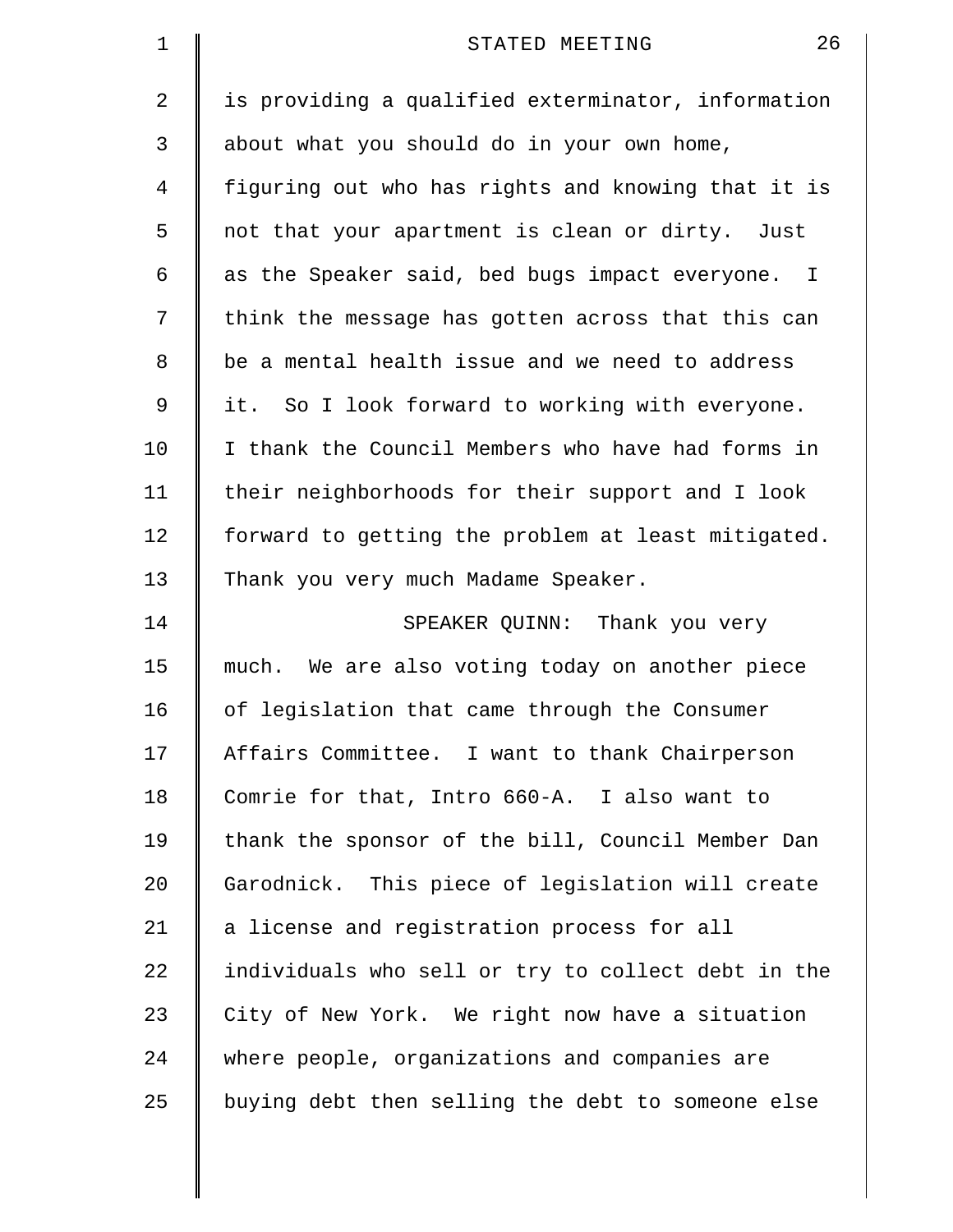is providing a qualified exterminator, information about what you should do in your own home, figuring out who has rights and knowing that it is not that your apartment is clean or dirty. Just as the Speaker said, bed bugs impact everyone. I think the message has gotten across that this can be a mental health issue and we need to address it. So I look forward to working with everyone. I thank the Council Members who have had forms in their neighborhoods for their support and I look forward to getting the problem at least mitigated. Thank you very much Madame Speaker.

SPEAKER QUINN: Thank you very much. We are also voting today on another piece of legislation that came through the Consumer Affairs Committee. I want to thank Chairperson Comrie for that, Intro 660-A. I also want to thank the sponsor of the bill, Council Member Dan Garodnick. This piece of legislation will create a license and registration process for all individuals who sell or try to collect debt in the City of New York. We right now have a situation where people, organizations and companies are buying debt then selling the debt to someone else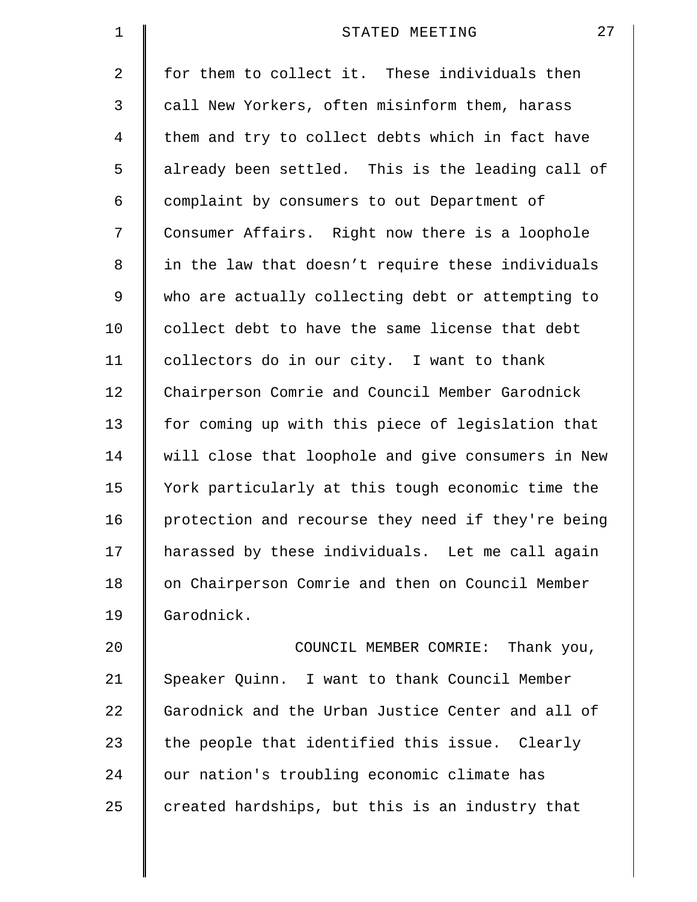for them to collect it. These individuals then call New Yorkers, often misinform them, harass them and try to collect debts which in fact have already been settled. This is the leading call of complaint by consumers to out Department of Consumer Affairs. Right now there is a loophole in the law that doesn't require these individuals who are actually collecting debt or attempting to collect debt to have the same license that debt collectors do in our city. I want to thank Chairperson Comrie and Council Member Garodnick for coming up with this piece of legislation that will close that loophole and give consumers in New York particularly at this tough economic time the protection and recourse they need if they're being harassed by these individuals. Let me call again on Chairperson Comrie and then on Council Member Garodnick.

COUNCIL MEMBER COMRIE: Thank you, Speaker Quinn. I want to thank Council Member Garodnick and the Urban Justice Center and all of the people that identified this issue. Clearly our nation's troubling economic climate has created hardships, but this is an industry that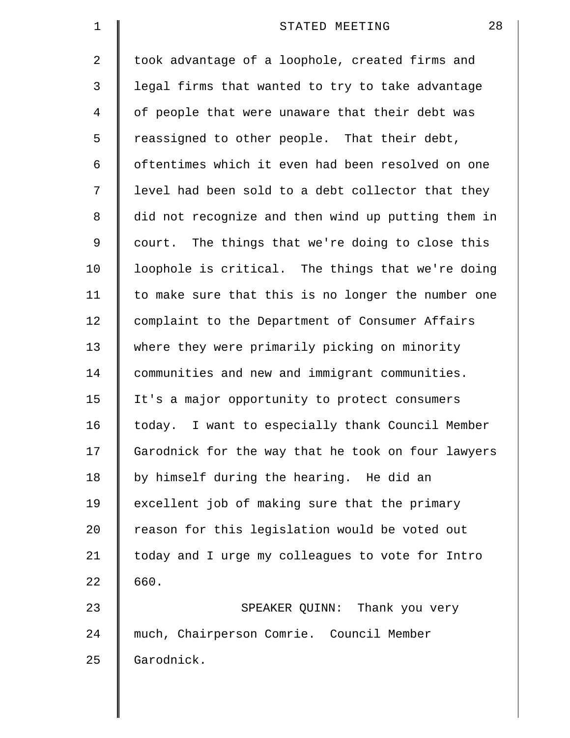took advantage of a loophole, created firms and legal firms that wanted to try to take advantage of people that were unaware that their debt was reassigned to other people. That their debt, oftentimes which it even had been resolved on one level had been sold to a debt collector that they did not recognize and then wind up putting them in court. The things that we're doing to close this loophole is critical. The things that we're doing to make sure that this is no longer the number one complaint to the Department of Consumer Affairs where they were primarily picking on minority communities and new and immigrant communities. It's a major opportunity to protect consumers today. I want to especially thank Council Member Garodnick for the way that he took on four lawyers by himself during the hearing. He did an excellent job of making sure that the primary reason for this legislation would be voted out today and I urge my colleagues to vote for Intro 660.

SPEAKER QUINN: Thank you very much, Chairperson Comrie. Council Member Garodnick.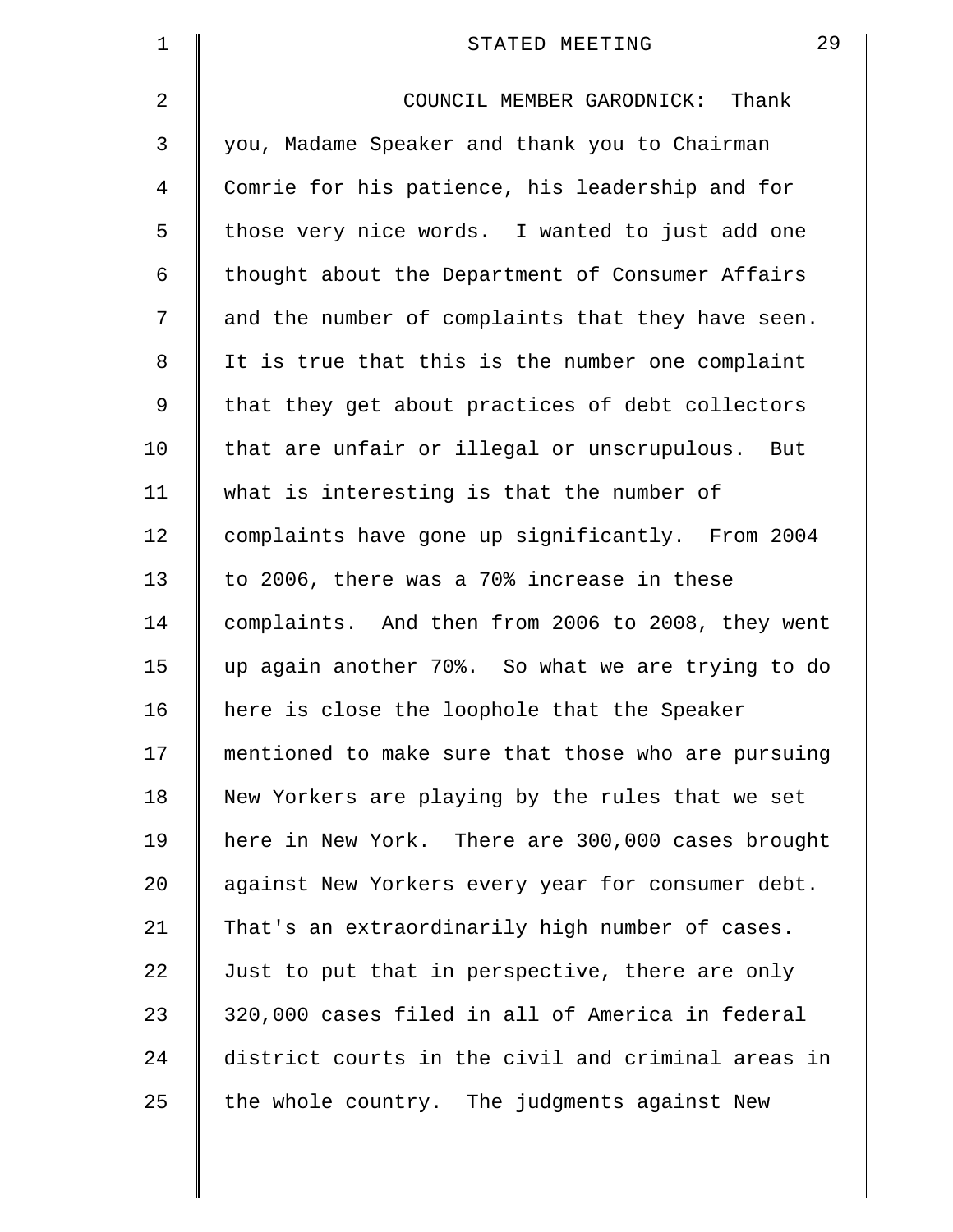COUNCIL MEMBER GARODNICK: Thank you, Madame Speaker and thank you to Chairman Comrie for his patience, his leadership and for those very nice words. I wanted to just add one thought about the Department of Consumer Affairs and the number of complaints that they have seen. It is true that this is the number one complaint that they get about practices of debt collectors that are unfair or illegal or unscrupulous. But what is interesting is that the number of complaints have gone up significantly. From 2004 to 2006, there was a 70% increase in these complaints. And then from 2006 to 2008, they went up again another 70%. So what we are trying to do here is close the loophole that the Speaker mentioned to make sure that those who are pursuing New Yorkers are playing by the rules that we set here in New York. There are 300,000 cases brought against New Yorkers every year for consumer debt. That's an extraordinarily high number of cases. Just to put that in perspective, there are only 320,000 cases filed in all of America in federal district courts in the civil and criminal areas in the whole country. The judgments against New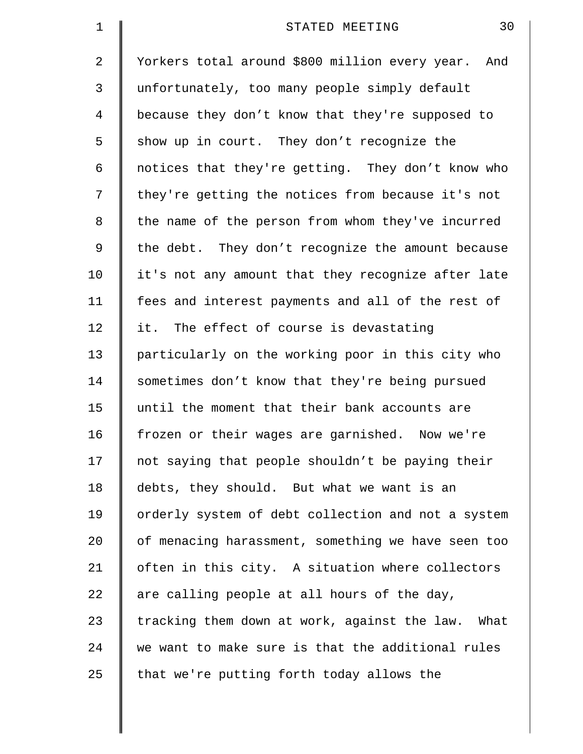Yorkers total around $800 million every year. And unfortunately, too many people simply default because they don't know that they're supposed to show up in court. They don't recognize the notices that they're getting. They don't know who they're getting the notices from because it's not the name of the person from whom they've incurred the debt. They don't recognize the amount because it's not any amount that they recognize after late fees and interest payments and all of the rest of it. The effect of course is devastating particularly on the working poor in this city who sometimes don't know that they're being pursued until the moment that their bank accounts are frozen or their wages are garnished. Now we're not saying that people shouldn't be paying their debts, they should. But what we want is an orderly system of debt collection and not a system of menacing harassment, something we have seen too often in this city. A situation where collectors are calling people at all hours of the day, tracking them down at work, against the law. What we want to make sure is that the additional rules that we're putting forth today allows the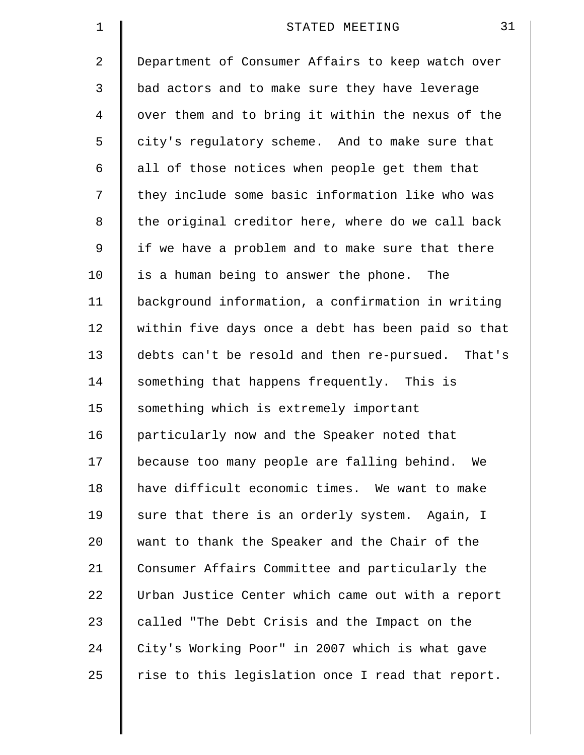Department of Consumer Affairs to keep watch over bad actors and to make sure they have leverage over them and to bring it within the nexus of the city's regulatory scheme. And to make sure that all of those notices when people get them that they include some basic information like who was the original creditor here, where do we call back if we have a problem and to make sure that there is a human being to answer the phone. The background information, a confirmation in writing within five days once a debt has been paid so that debts can't be resold and then re-pursued. That's something that happens frequently. This is something which is extremely important particularly now and the Speaker noted that because too many people are falling behind. We have difficult economic times. We want to make sure that there is an orderly system. Again, I want to thank the Speaker and the Chair of the Consumer Affairs Committee and particularly the Urban Justice Center which came out with a report called "The Debt Crisis and the Impact on the City's Working Poor" in 2007 which is what gave rise to this legislation once I read that report.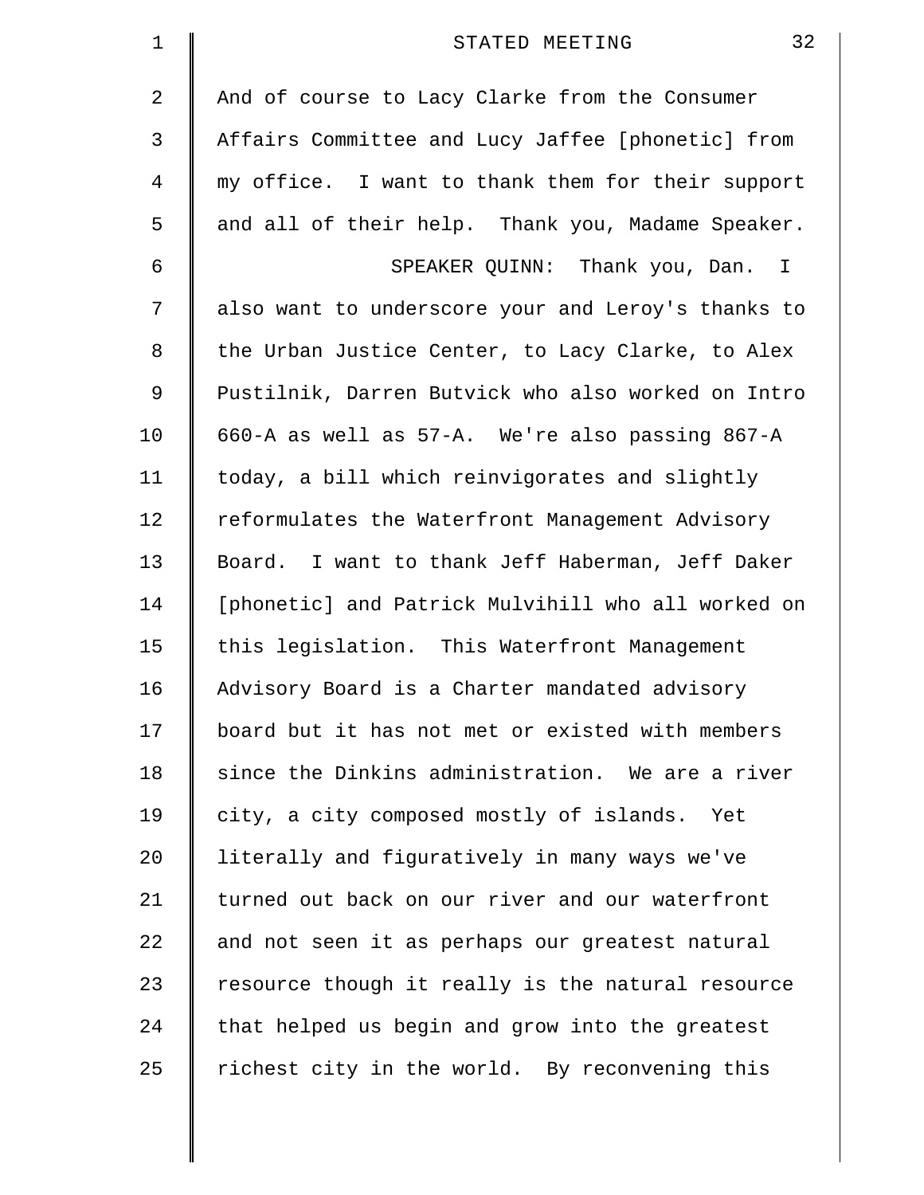And of course to Lacy Clarke from the Consumer Affairs Committee and Lucy Jaffee [phonetic] from my office. I want to thank them for their support and all of their help. Thank you, Madame Speaker.

SPEAKER QUINN: Thank you, Dan. I also want to underscore your and Leroy's thanks to the Urban Justice Center, to Lacy Clarke, to Alex Pustilnik, Darren Butvick who also worked on Intro 660-A as well as 57-A. We're also passing 867-A today, a bill which reinvigorates and slightly reformulates the Waterfront Management Advisory Board. I want to thank Jeff Haberman, Jeff Daker [phonetic] and Patrick Mulvihill who all worked on this legislation. This Waterfront Management Advisory Board is a Charter mandated advisory board but it has not met or existed with members since the Dinkins administration. We are a river city, a city composed mostly of islands. Yet literally and figuratively in many ways we've turned out back on our river and our waterfront and not seen it as perhaps our greatest natural resource though it really is the natural resource that helped us begin and grow into the greatest richest city in the world. By reconvening this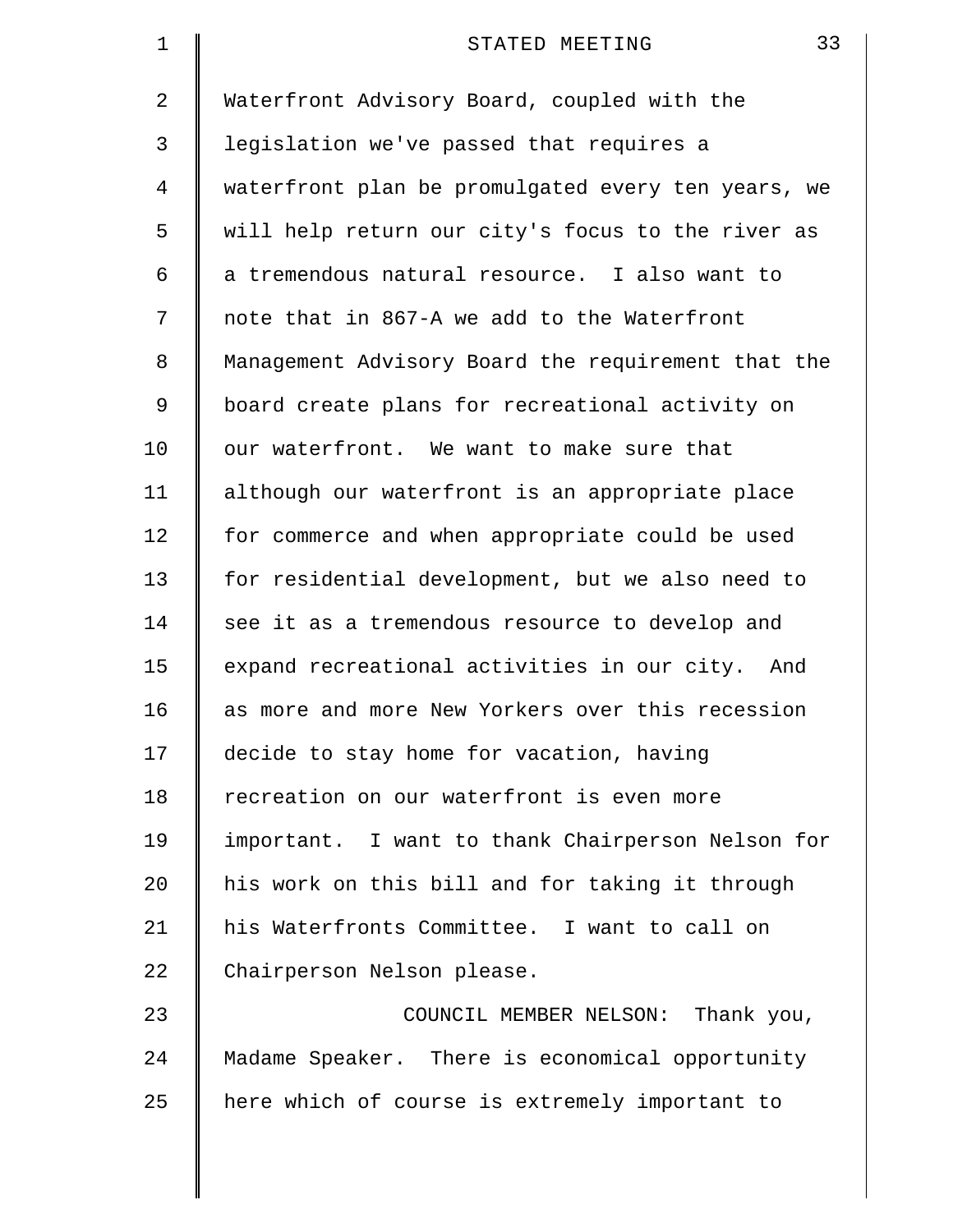Waterfront Advisory Board, coupled with the legislation we've passed that requires a waterfront plan be promulgated every ten years, we will help return our city's focus to the river as a tremendous natural resource. I also want to note that in 867-A we add to the Waterfront Management Advisory Board the requirement that the board create plans for recreational activity on our waterfront. We want to make sure that although our waterfront is an appropriate place for commerce and when appropriate could be used for residential development, but we also need to see it as a tremendous resource to develop and expand recreational activities in our city. And as more and more New Yorkers over this recession decide to stay home for vacation, having recreation on our waterfront is even more important. I want to thank Chairperson Nelson for his work on this bill and for taking it through his Waterfronts Committee. I want to call on Chairperson Nelson please.

COUNCIL MEMBER NELSON: Thank you, Madame Speaker. There is economical opportunity here which of course is extremely important to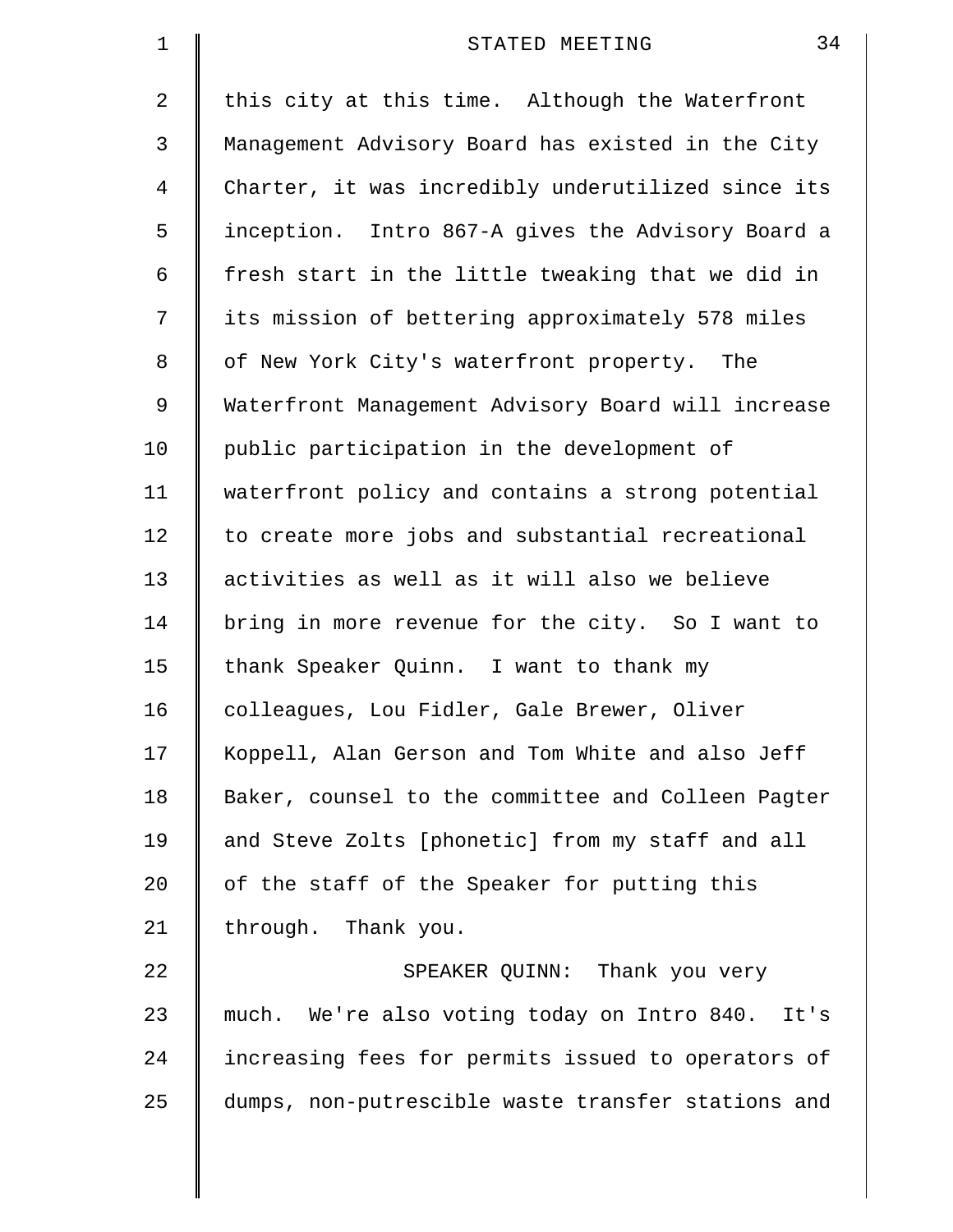this city at this time. Although the Waterfront Management Advisory Board has existed in the City Charter, it was incredibly underutilized since its inception. Intro 867-A gives the Advisory Board a fresh start in the little tweaking that we did in its mission of bettering approximately 578 miles of New York City's waterfront property. The Waterfront Management Advisory Board will increase public participation in the development of waterfront policy and contains a strong potential to create more jobs and substantial recreational activities as well as it will also we believe bring in more revenue for the city. So I want to thank Speaker Quinn. I want to thank my colleagues, Lou Fidler, Gale Brewer, Oliver Koppell, Alan Gerson and Tom White and also Jeff Baker, counsel to the committee and Colleen Pagter and Steve Zolts [phonetic] from my staff and all of the staff of the Speaker for putting this through. Thank you.

SPEAKER QUINN: Thank you very much. We're also voting today on Intro 840. It's increasing fees for permits issued to operators of dumps, non-putrescible waste transfer stations and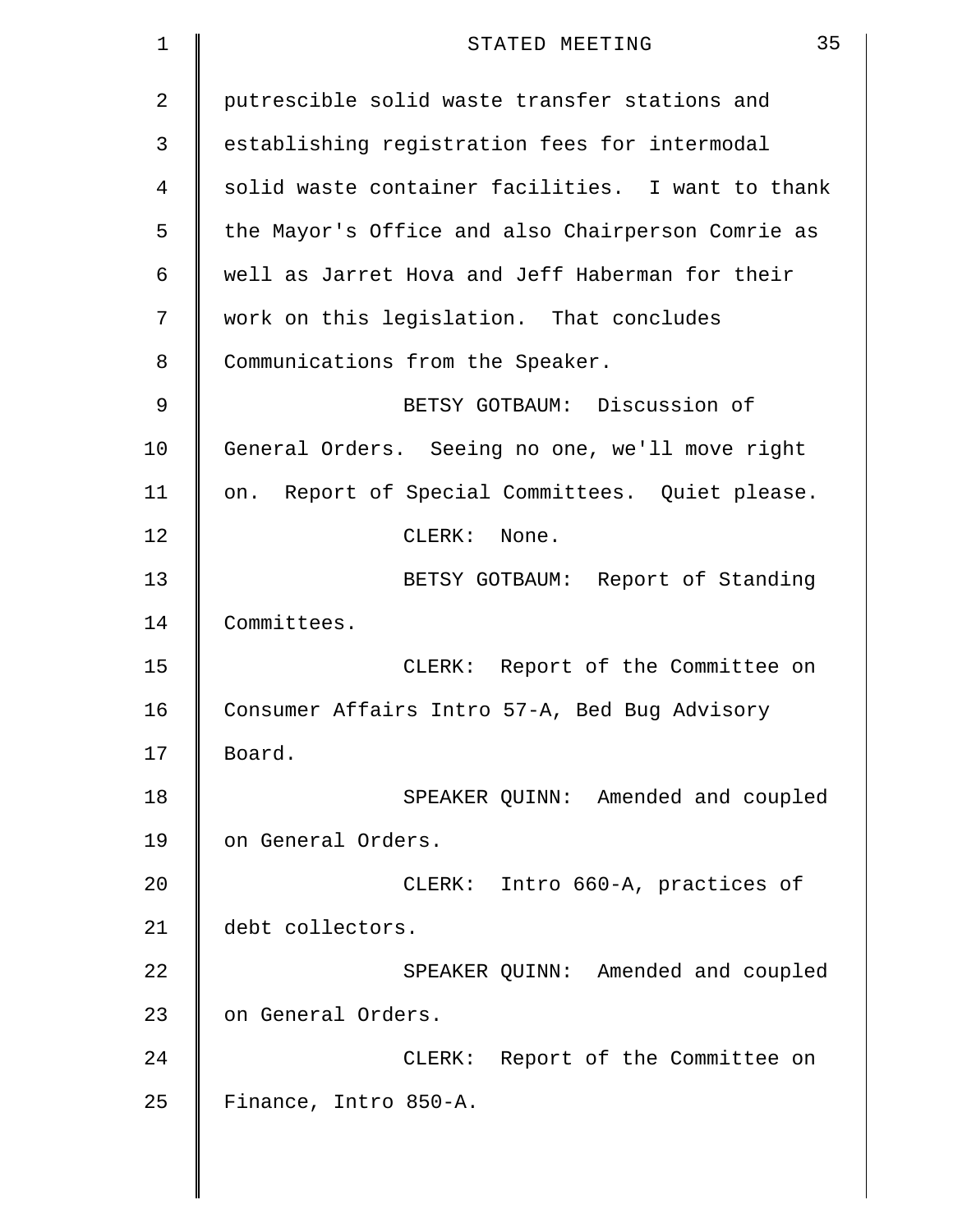putrescible solid waste transfer stations and establishing registration fees for intermodal solid waste container facilities. I want to thank the Mayor's Office and also Chairperson Comrie as well as Jarret Hova and Jeff Haberman for their work on this legislation. That concludes Communications from the Speaker.

BETSY GOTBAUM: Discussion of General Orders. Seeing no one, we'll move right on. Report of Special Committees. Quiet please.

CLERK: None.

BETSY GOTBAUM: Report of Standing Committees.

CLERK: Report of the Committee on Consumer Affairs Intro 57-A, Bed Bug Advisory Board.

SPEAKER QUINN: Amended and coupled on General Orders.

CLERK: Intro 660-A, practices of debt collectors.

SPEAKER QUINN: Amended and coupled on General Orders.

CLERK: Report of the Committee on Finance, Intro 850-A.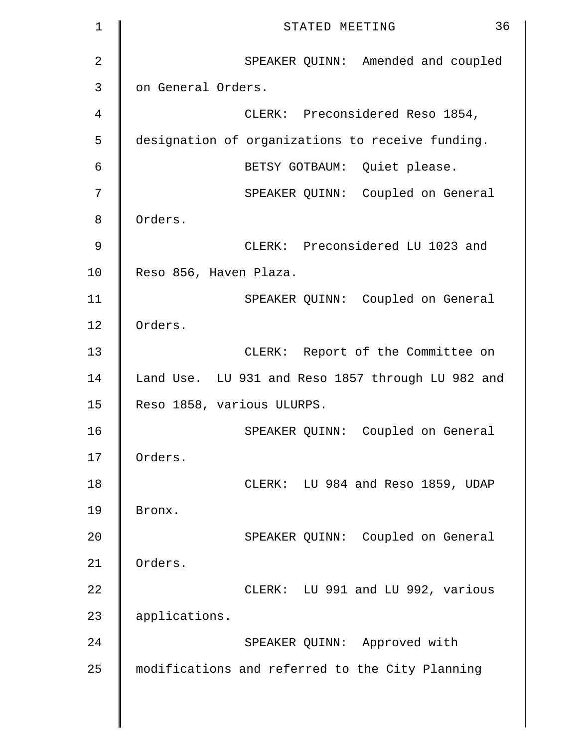SPEAKER QUINN: Amended and coupled on General Orders.

CLERK: Preconsidered Reso 1854, designation of organizations to receive funding.

BETSY GOTBAUM: Quiet please.

SPEAKER QUINN: Coupled on General Orders.

CLERK: Preconsidered LU 1023 and Reso 856, Haven Plaza.

SPEAKER QUINN: Coupled on General Orders.

CLERK: Report of the Committee on Land Use. LU 931 and Reso 1857 through LU 982 and Reso 1858, various ULURPS.

SPEAKER QUINN: Coupled on General Orders.

CLERK: LU 984 and Reso 1859, UDAP Bronx.

SPEAKER QUINN: Coupled on General Orders.

CLERK: LU 991 and LU 992, various applications.

SPEAKER QUINN: Approved with modifications and referred to the City Planning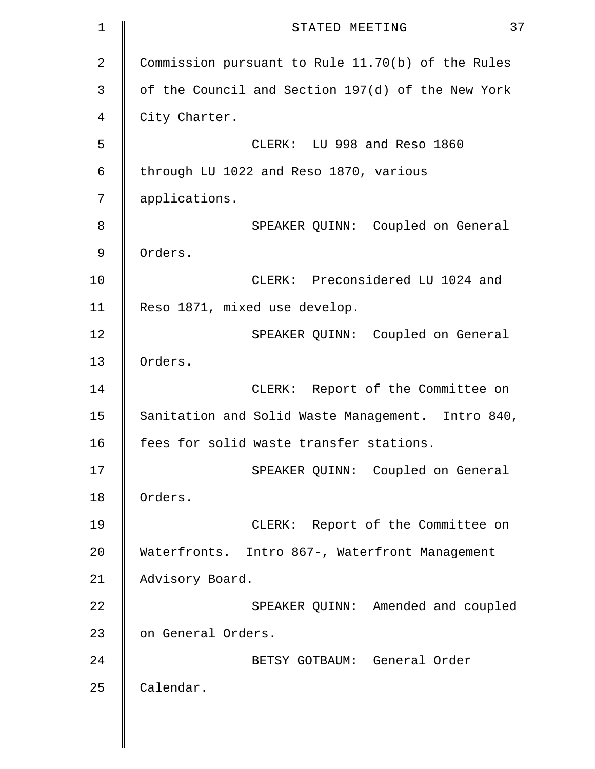Commission pursuant to Rule 11.70(b) of the Rules of the Council and Section 197(d) of the New York City Charter.

CLERK: LU 998 and Reso 1860 through LU 1022 and Reso 1870, various applications.

SPEAKER QUINN: Coupled on General Orders.

CLERK: Preconsidered LU 1024 and Reso 1871, mixed use develop.

SPEAKER QUINN: Coupled on General Orders.

CLERK: Report of the Committee on Sanitation and Solid Waste Management. Intro 840, fees for solid waste transfer stations.

SPEAKER QUINN: Coupled on General Orders.

CLERK: Report of the Committee on Waterfronts. Intro 867-, Waterfront Management Advisory Board.

SPEAKER QUINN: Amended and coupled on General Orders.

BETSY GOTBAUM: General Order Calendar.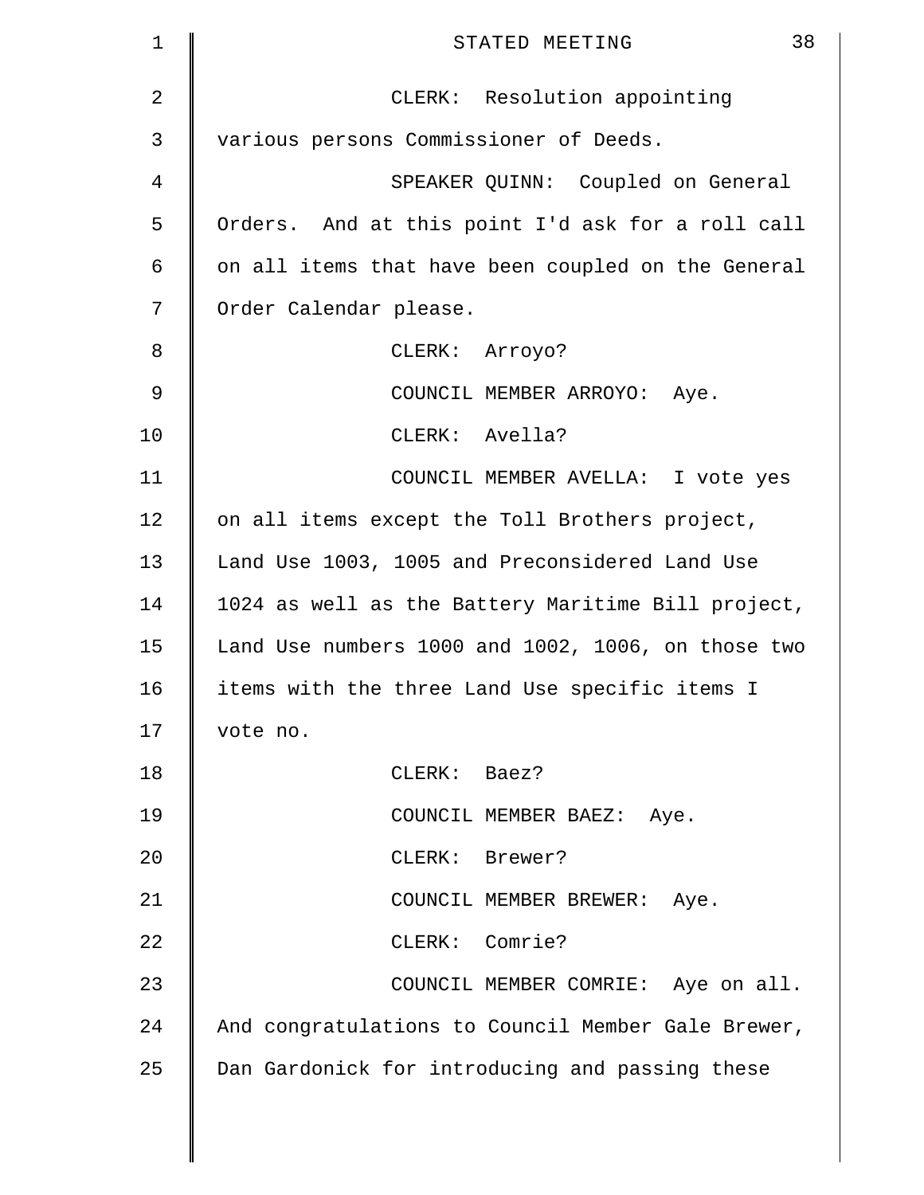CLERK: Resolution appointing various persons Commissioner of Deeds.

SPEAKER QUINN: Coupled on General Orders. And at this point I'd ask for a roll call on all items that have been coupled on the General Order Calendar please.

CLERK: Arroyo?

COUNCIL MEMBER ARROYO: Aye.

CLERK: Avella?

COUNCIL MEMBER AVELLA: I vote yes on all items except the Toll Brothers project, Land Use 1003, 1005 and Preconsidered Land Use 1024 as well as the Battery Maritime Bill project, Land Use numbers 1000 and 1002, 1006, on those two items with the three Land Use specific items I vote no.

CLERK: Baez?

COUNCIL MEMBER BAEZ: Aye.

CLERK: Brewer?

COUNCIL MEMBER BREWER: Aye.

CLERK: Comrie?

COUNCIL MEMBER COMRIE: Aye on all. And congratulations to Council Member Gale Brewer, Dan Gardonick for introducing and passing these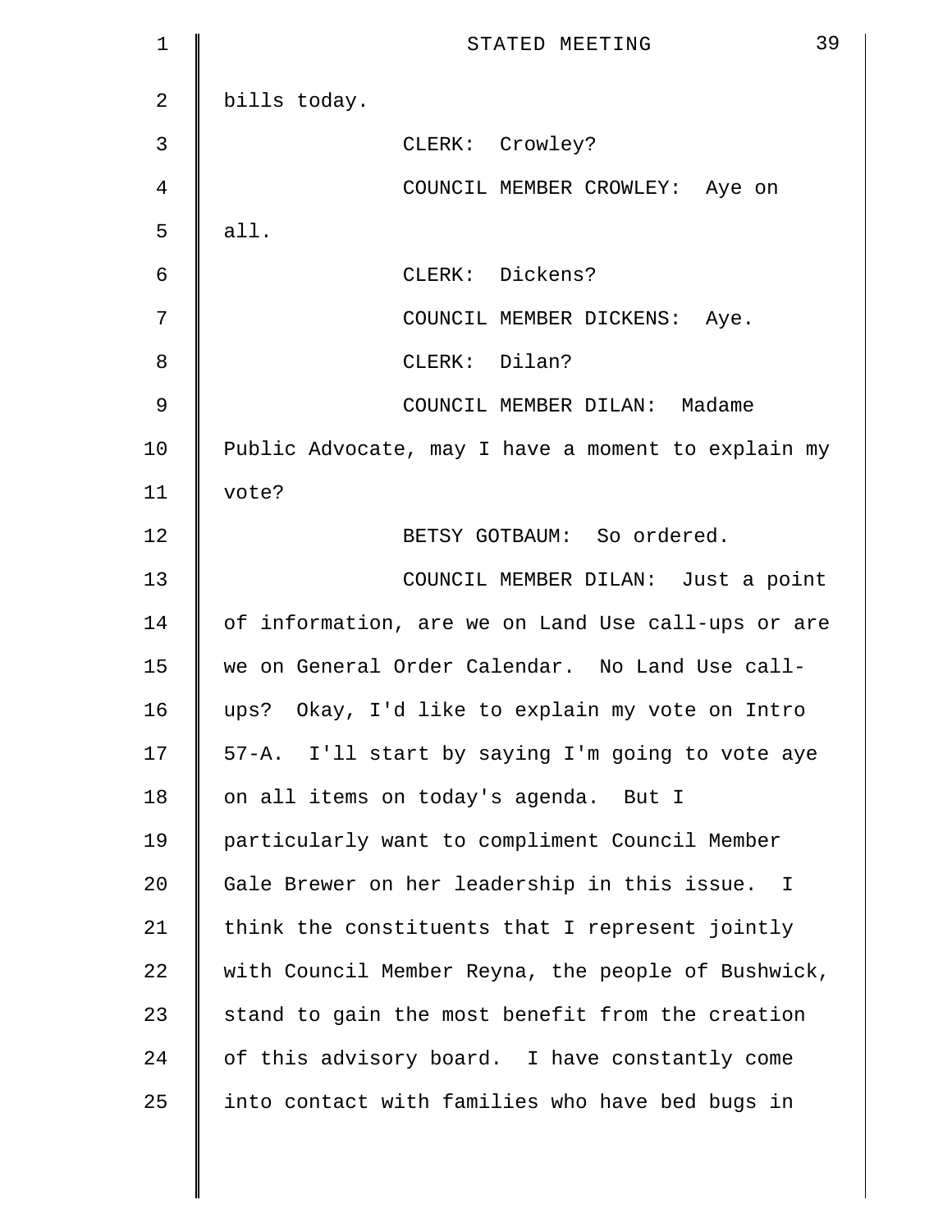bills today.

CLERK: Crowley?

COUNCIL MEMBER CROWLEY: Aye on all.

CLERK: Dickens?

COUNCIL MEMBER DICKENS: Aye.

CLERK: Dilan?

COUNCIL MEMBER DILAN: Madame Public Advocate, may I have a moment to explain my vote?

BETSY GOTBAUM: So ordered.

COUNCIL MEMBER DILAN: Just a point of information, are we on Land Use call-ups or are we on General Order Calendar. No Land Use call-ups? Okay, I'd like to explain my vote on Intro 57-A. I'll start by saying I'm going to vote aye on all items on today's agenda. But I particularly want to compliment Council Member Gale Brewer on her leadership in this issue. I think the constituents that I represent jointly with Council Member Reyna, the people of Bushwick, stand to gain the most benefit from the creation of this advisory board. I have constantly come into contact with families who have bed bugs in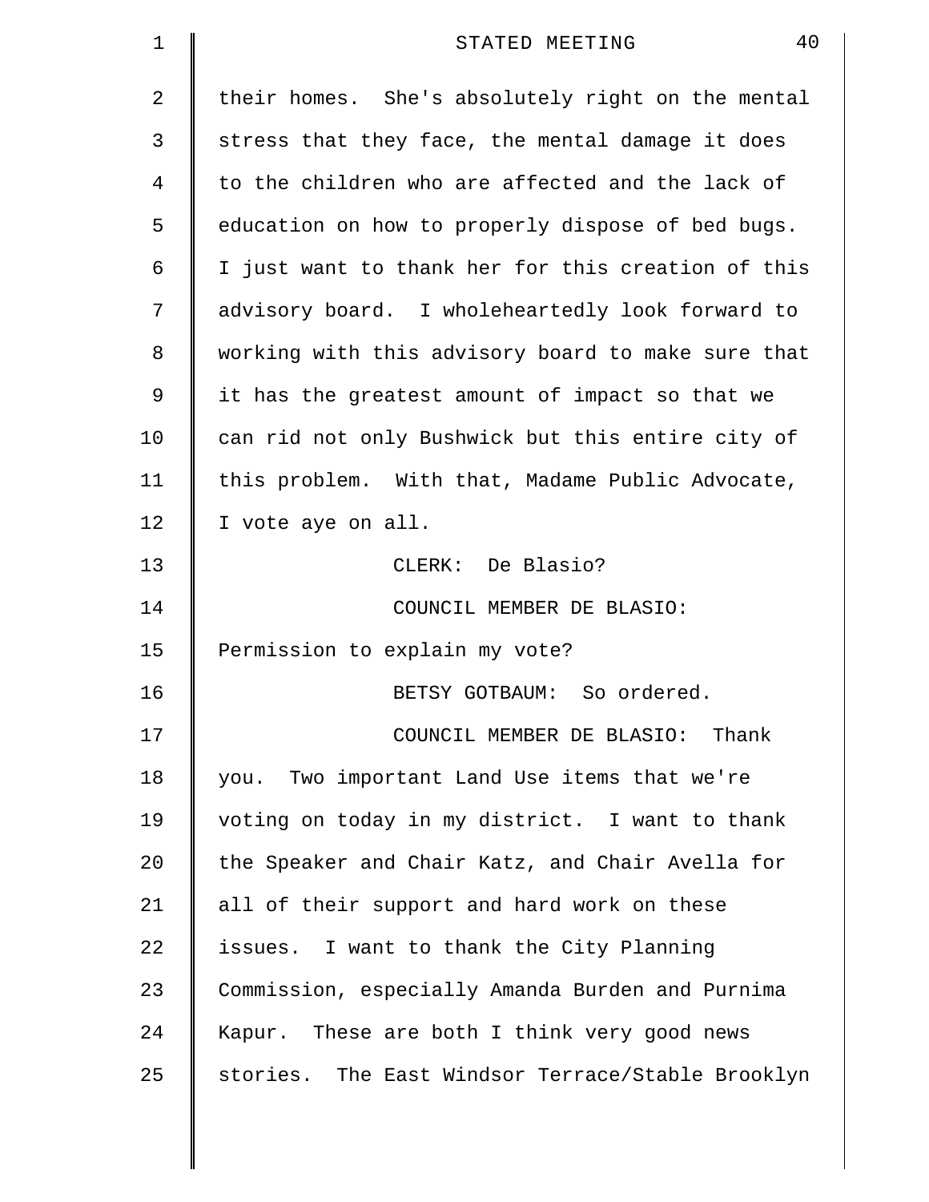their homes. She's absolutely right on the mental stress that they face, the mental damage it does to the children who are affected and the lack of education on how to properly dispose of bed bugs. I just want to thank her for this creation of this advisory board. I wholeheartedly look forward to working with this advisory board to make sure that it has the greatest amount of impact so that we can rid not only Bushwick but this entire city of this problem. With that, Madame Public Advocate, I vote aye on all.

CLERK: De Blasio?

COUNCIL MEMBER DE BLASIO: Permission to explain my vote?

BETSY GOTBAUM: So ordered.

COUNCIL MEMBER DE BLASIO: Thank you. Two important Land Use items that we're voting on today in my district. I want to thank the Speaker and Chair Katz, and Chair Avella for all of their support and hard work on these issues. I want to thank the City Planning Commission, especially Amanda Burden and Purnima Kapur. These are both I think very good news stories. The East Windsor Terrace/Stable Brooklyn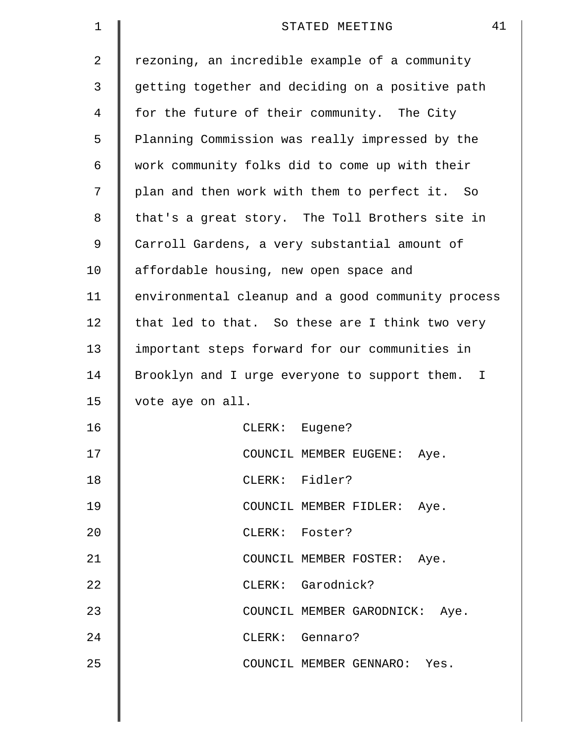rezoning, an incredible example of a community getting together and deciding on a positive path for the future of their community. The City Planning Commission was really impressed by the work community folks did to come up with their plan and then work with them to perfect it. So that's a great story. The Toll Brothers site in Carroll Gardens, a very substantial amount of affordable housing, new open space and environmental cleanup and a good community process that led to that. So these are I think two very important steps forward for our communities in Brooklyn and I urge everyone to support them. I vote aye on all.

CLERK: Eugene?

COUNCIL MEMBER EUGENE: Aye.

CLERK: Fidler?

COUNCIL MEMBER FIDLER: Aye.

CLERK: Foster?

COUNCIL MEMBER FOSTER: Aye.

CLERK: Garodnick?

COUNCIL MEMBER GARODNICK: Aye.

CLERK: Gennaro?

COUNCIL MEMBER GENNARO: Yes.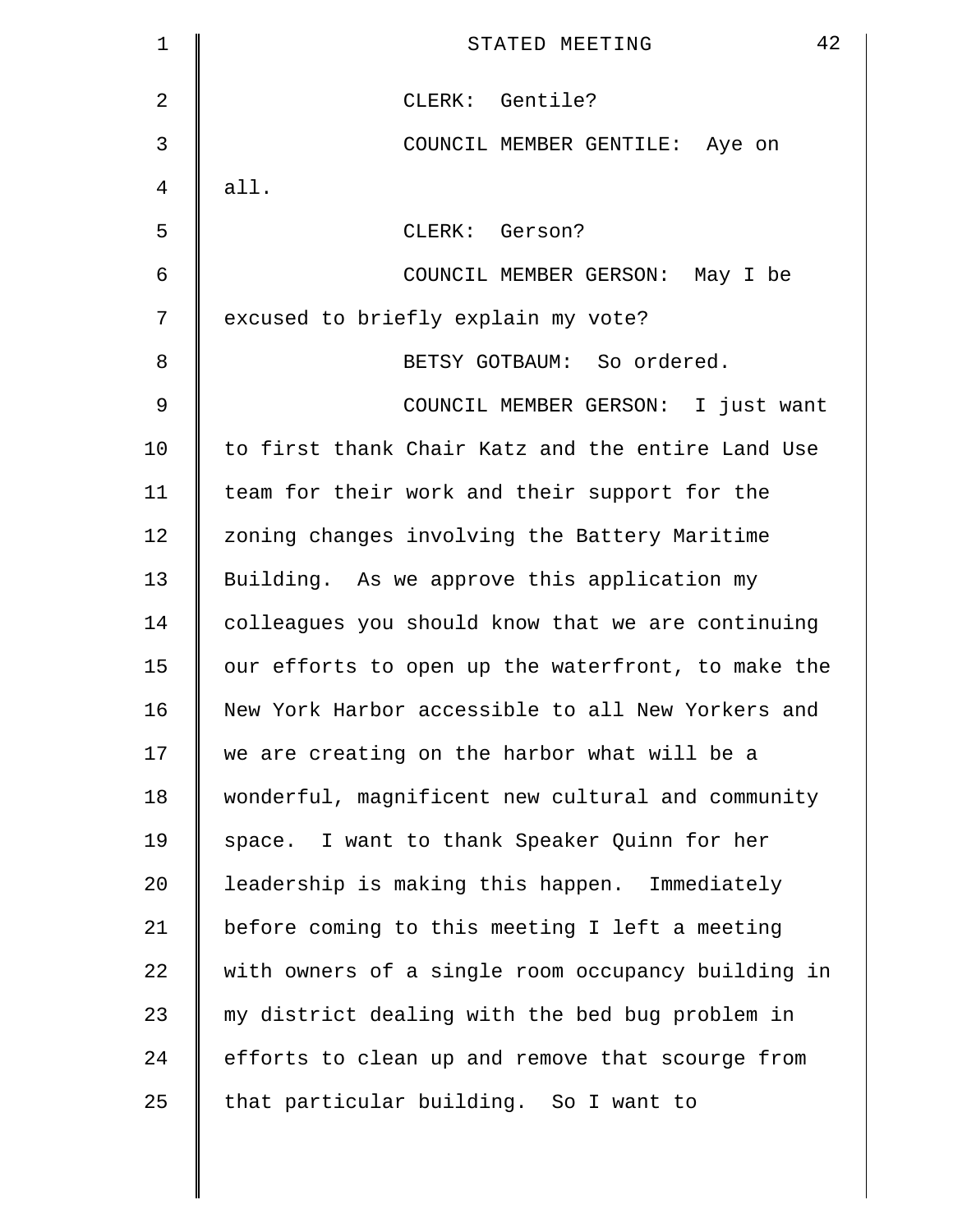CLERK: Gentile?

COUNCIL MEMBER GENTILE: Aye on all.

CLERK: Gerson?

COUNCIL MEMBER GERSON: May I be excused to briefly explain my vote?

BETSY GOTBAUM: So ordered.

COUNCIL MEMBER GERSON: I just want to first thank Chair Katz and the entire Land Use team for their work and their support for the zoning changes involving the Battery Maritime Building. As we approve this application my colleagues you should know that we are continuing our efforts to open up the waterfront, to make the New York Harbor accessible to all New Yorkers and we are creating on the harbor what will be a wonderful, magnificent new cultural and community space. I want to thank Speaker Quinn for her leadership is making this happen. Immediately before coming to this meeting I left a meeting with owners of a single room occupancy building in my district dealing with the bed bug problem in efforts to clean up and remove that scourge from that particular building. So I want to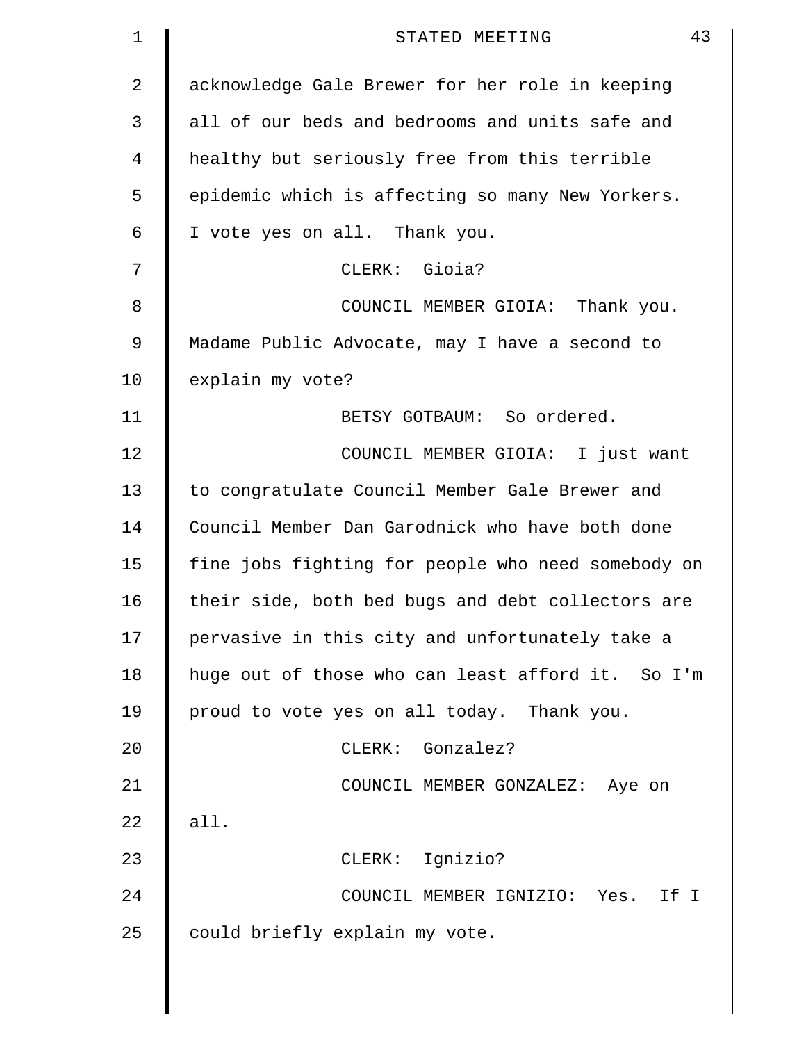acknowledge Gale Brewer for her role in keeping all of our beds and bedrooms and units safe and healthy but seriously free from this terrible epidemic which is affecting so many New Yorkers. I vote yes on all. Thank you.

CLERK: Gioia?

COUNCIL MEMBER GIOIA: Thank you. Madame Public Advocate, may I have a second to explain my vote?

BETSY GOTBAUM: So ordered.

COUNCIL MEMBER GIOIA: I just want to congratulate Council Member Gale Brewer and Council Member Dan Garodnick who have both done fine jobs fighting for people who need somebody on their side, both bed bugs and debt collectors are pervasive in this city and unfortunately take a huge out of those who can least afford it. So I'm proud to vote yes on all today. Thank you.

CLERK: Gonzalez?

COUNCIL MEMBER GONZALEZ: Aye on all.

CLERK: Ignizio?

COUNCIL MEMBER IGNIZIO: Yes. If I could briefly explain my vote.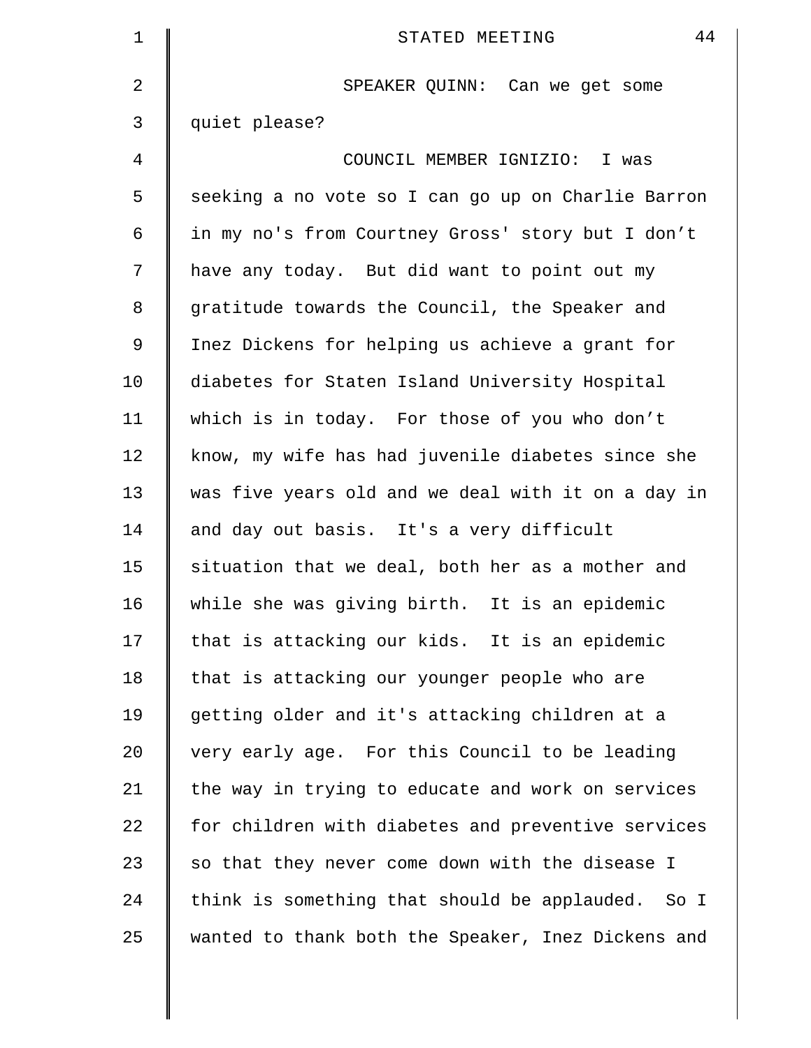SPEAKER QUINN: Can we get some quiet please?

COUNCIL MEMBER IGNIZIO: I was seeking a no vote so I can go up on Charlie Barron in my no's from Courtney Gross' story but I don't have any today. But did want to point out my gratitude towards the Council, the Speaker and Inez Dickens for helping us achieve a grant for diabetes for Staten Island University Hospital which is in today. For those of you who don't know, my wife has had juvenile diabetes since she was five years old and we deal with it on a day in and day out basis. It's a very difficult situation that we deal, both her as a mother and while she was giving birth. It is an epidemic that is attacking our kids. It is an epidemic that is attacking our younger people who are getting older and it's attacking children at a very early age. For this Council to be leading the way in trying to educate and work on services for children with diabetes and preventive services so that they never come down with the disease I think is something that should be applauded. So I wanted to thank both the Speaker, Inez Dickens and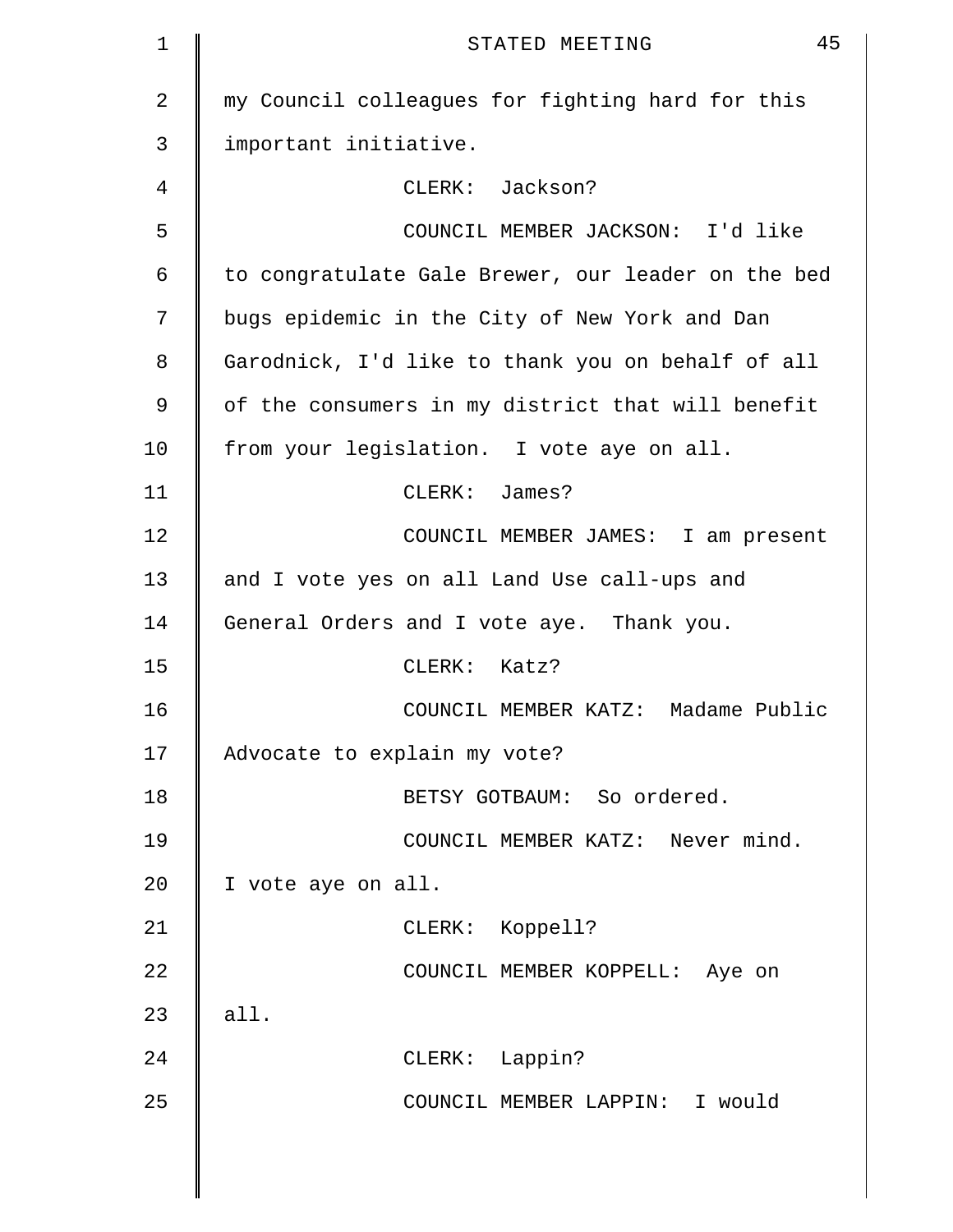my Council colleagues for fighting hard for this important initiative.

CLERK: Jackson?

COUNCIL MEMBER JACKSON: I'd like to congratulate Gale Brewer, our leader on the bed bugs epidemic in the City of New York and Dan Garodnick, I'd like to thank you on behalf of all of the consumers in my district that will benefit from your legislation. I vote aye on all.

CLERK: James?

COUNCIL MEMBER JAMES: I am present and I vote yes on all Land Use call-ups and General Orders and I vote aye. Thank you.

CLERK: Katz?

COUNCIL MEMBER KATZ: Madame Public Advocate to explain my vote?

BETSY GOTBAUM: So ordered.

COUNCIL MEMBER KATZ: Never mind. I vote aye on all.

CLERK: Koppell?

COUNCIL MEMBER KOPPELL: Aye on all.

CLERK: Lappin?

COUNCIL MEMBER LAPPIN: I would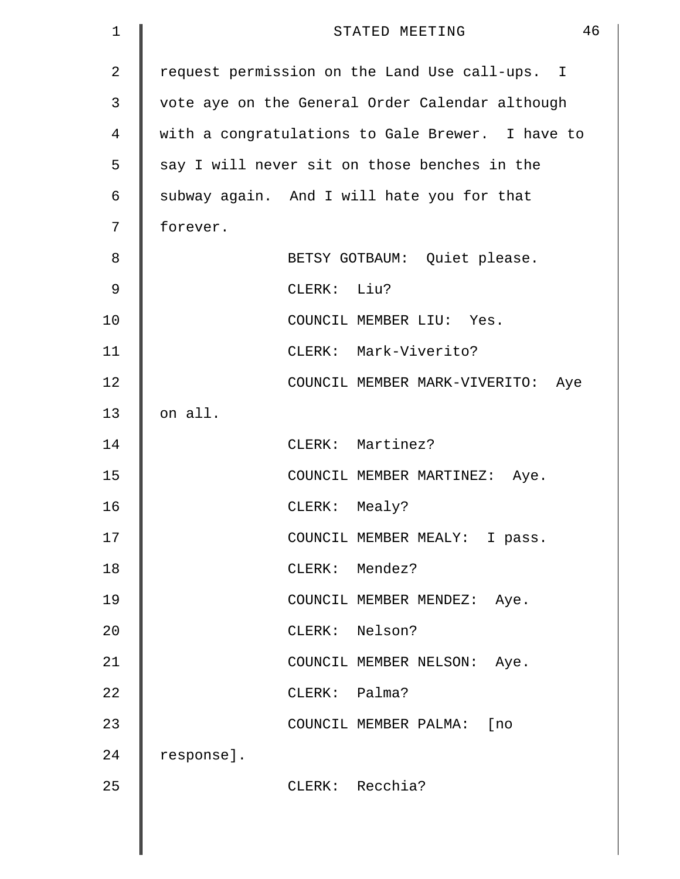request permission on the Land Use call-ups. I vote aye on the General Order Calendar although with a congratulations to Gale Brewer. I have to say I will never sit on those benches in the subway again. And I will hate you for that forever.

BETSY GOTBAUM: Quiet please.

CLERK: Liu?

COUNCIL MEMBER LIU: Yes.

CLERK: Mark-Viverito?

COUNCIL MEMBER MARK-VIVERITO: Aye on all.

CLERK: Martinez?

COUNCIL MEMBER MARTINEZ: Aye.

CLERK: Mealy?

COUNCIL MEMBER MEALY: I pass.

CLERK: Mendez?

COUNCIL MEMBER MENDEZ: Aye.

CLERK: Nelson?

COUNCIL MEMBER NELSON: Aye.

CLERK: Palma?

COUNCIL MEMBER PALMA: [no response].

CLERK: Recchia?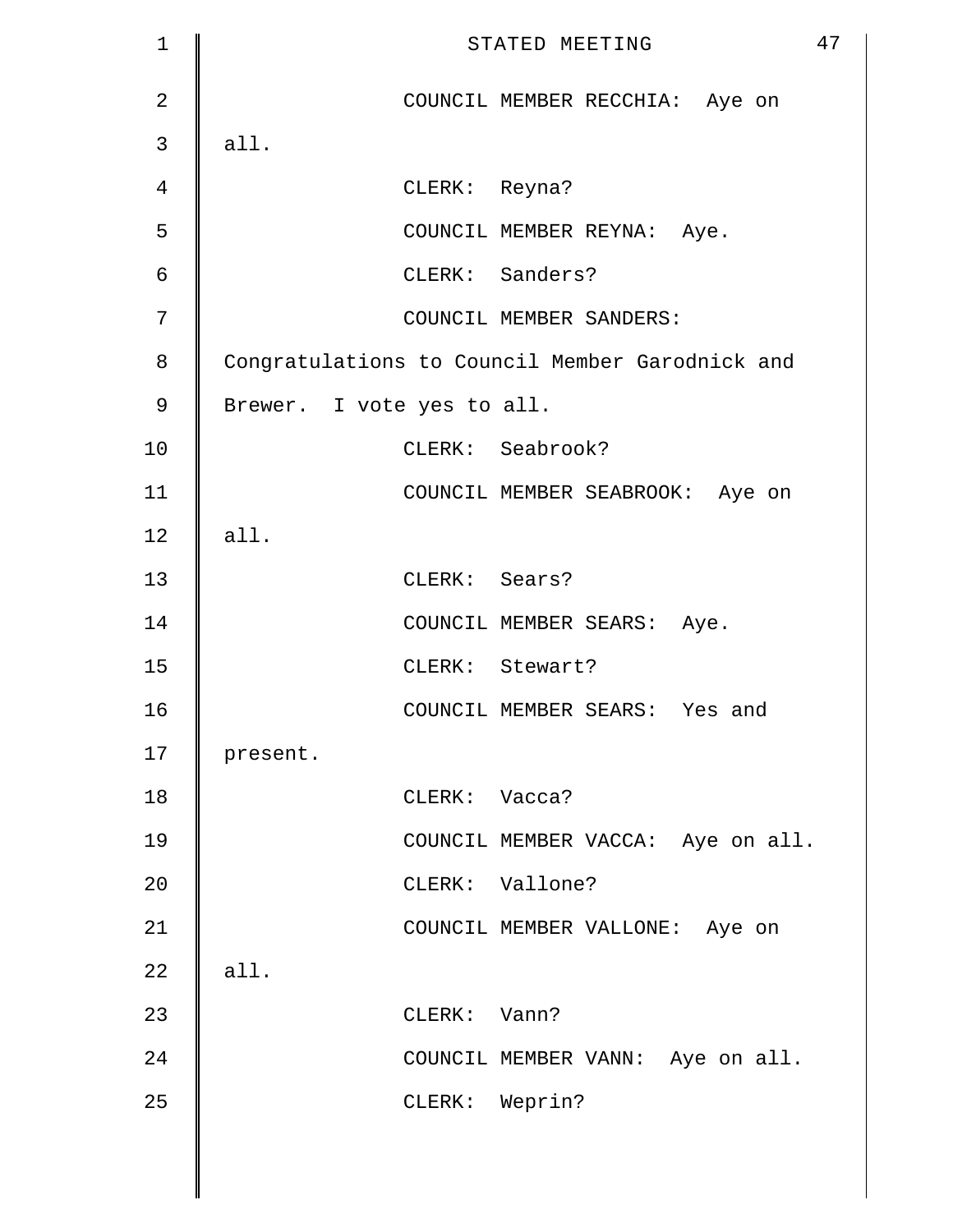COUNCIL MEMBER RECCHIA: Aye on all.

CLERK: Reyna?

COUNCIL MEMBER REYNA: Aye.

CLERK: Sanders?

COUNCIL MEMBER SANDERS: Congratulations to Council Member Garodnick and Brewer. I vote yes to all.

CLERK: Seabrook?

COUNCIL MEMBER SEABROOK: Aye on all.

CLERK: Sears?

COUNCIL MEMBER SEARS: Aye.

CLERK: Stewart?

COUNCIL MEMBER SEARS: Yes and present.

CLERK: Vacca?

COUNCIL MEMBER VACCA: Aye on all.

CLERK: Vallone?

COUNCIL MEMBER VALLONE: Aye on all.

CLERK: Vann?

COUNCIL MEMBER VANN: Aye on all.

CLERK: Weprin?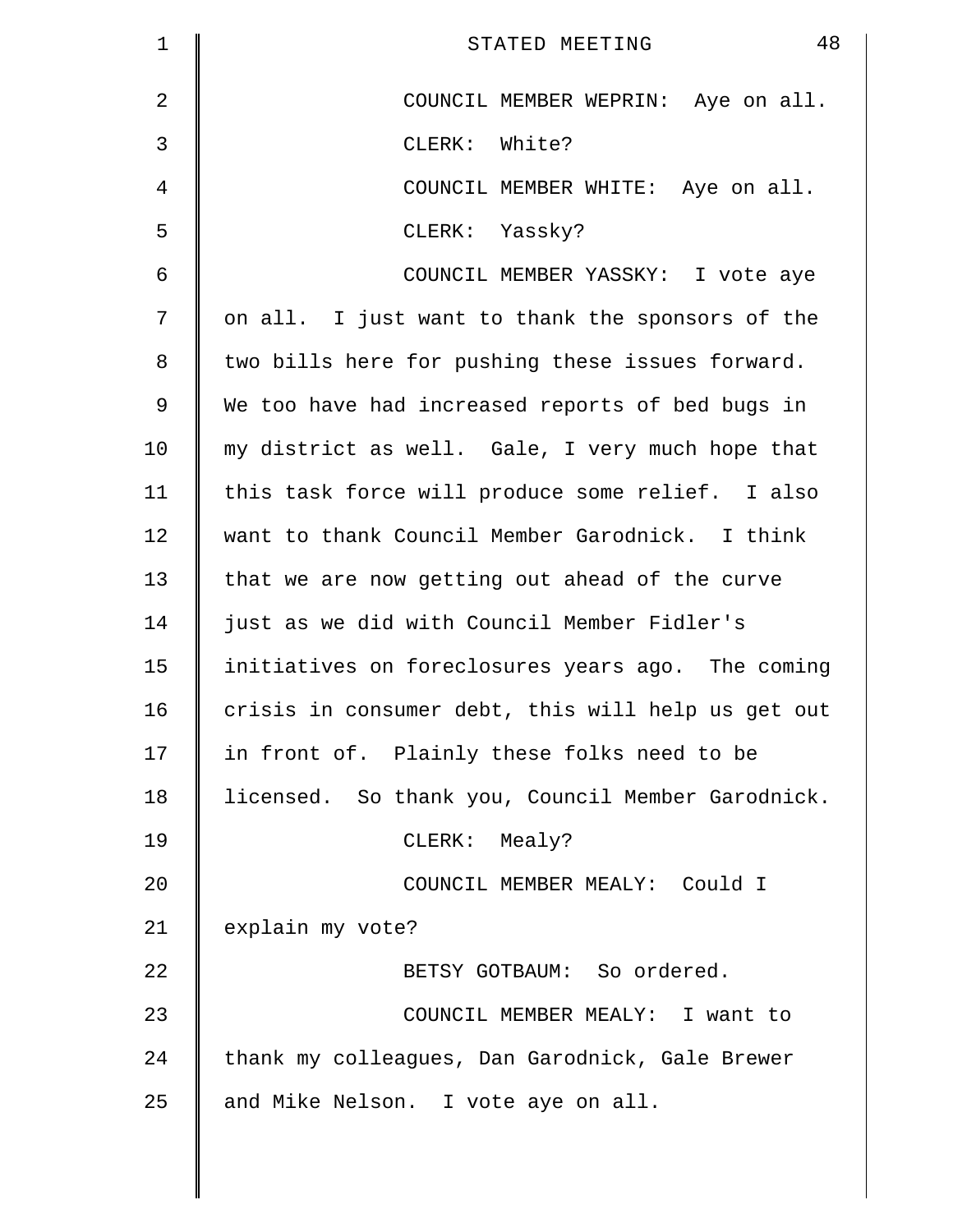COUNCIL MEMBER WEPRIN: Aye on all.

CLERK: White?

COUNCIL MEMBER WHITE: Aye on all.

CLERK: Yassky?

COUNCIL MEMBER YASSKY: I vote aye on all. I just want to thank the sponsors of the two bills here for pushing these issues forward. We too have had increased reports of bed bugs in my district as well. Gale, I very much hope that this task force will produce some relief. I also want to thank Council Member Garodnick. I think that we are now getting out ahead of the curve just as we did with Council Member Fidler's initiatives on foreclosures years ago. The coming crisis in consumer debt, this will help us get out in front of. Plainly these folks need to be licensed. So thank you, Council Member Garodnick.

CLERK: Mealy?

COUNCIL MEMBER MEALY: Could I explain my vote?

BETSY GOTBAUM: So ordered.

COUNCIL MEMBER MEALY: I want to thank my colleagues, Dan Garodnick, Gale Brewer and Mike Nelson. I vote aye on all.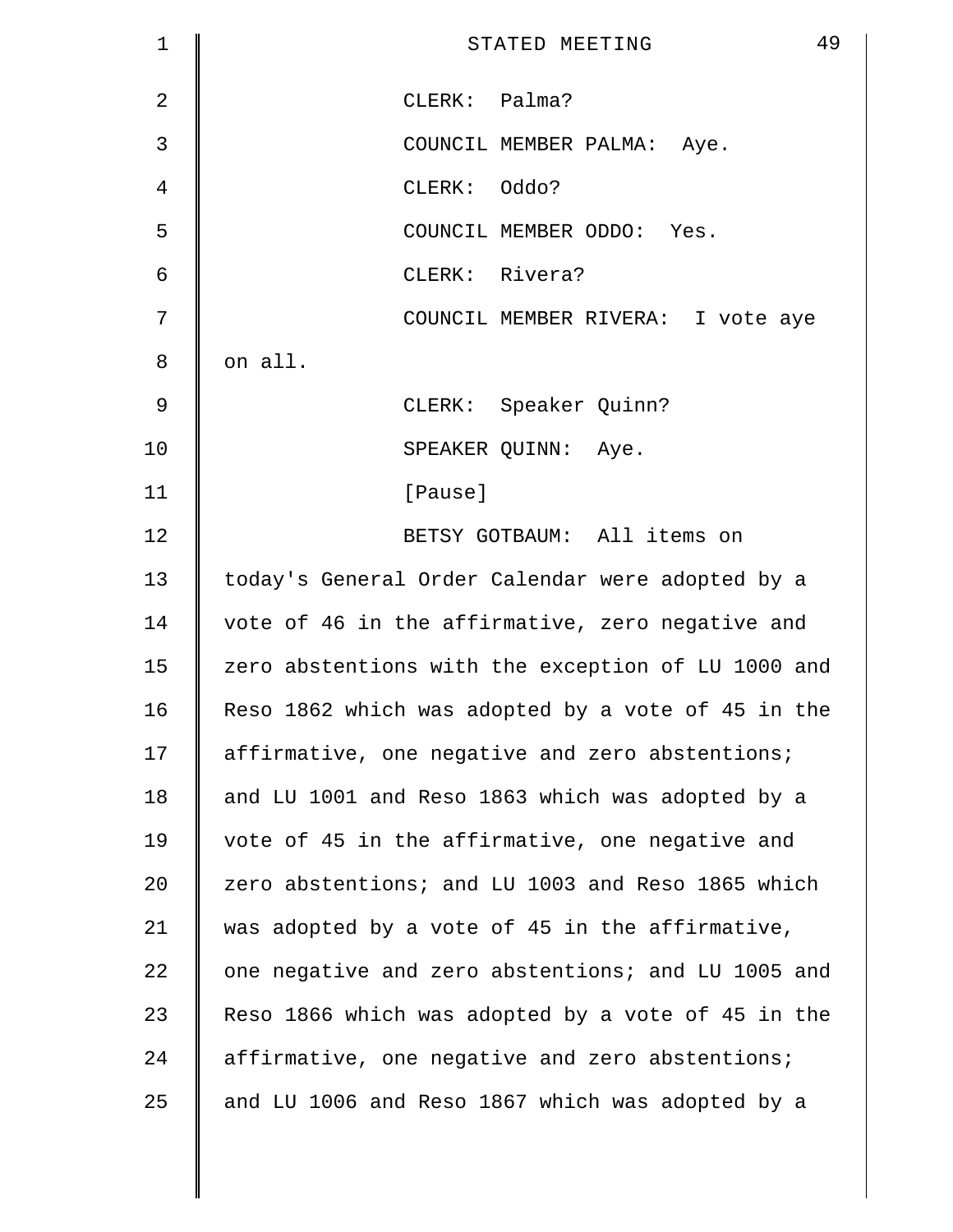CLERK: Palma?

COUNCIL MEMBER PALMA: Aye.

CLERK: Oddo?

COUNCIL MEMBER ODDO: Yes.

CLERK: Rivera?

COUNCIL MEMBER RIVERA: I vote aye on all.

CLERK: Speaker Quinn?

SPEAKER QUINN: Aye.

[Pause]

BETSY GOTBAUM: All items on today's General Order Calendar were adopted by a vote of 46 in the affirmative, zero negative and zero abstentions with the exception of LU 1000 and Reso 1862 which was adopted by a vote of 45 in the affirmative, one negative and zero abstentions; and LU 1001 and Reso 1863 which was adopted by a vote of 45 in the affirmative, one negative and zero abstentions; and LU 1003 and Reso 1865 which was adopted by a vote of 45 in the affirmative, one negative and zero abstentions; and LU 1005 and Reso 1866 which was adopted by a vote of 45 in the affirmative, one negative and zero abstentions; and LU 1006 and Reso 1867 which was adopted by a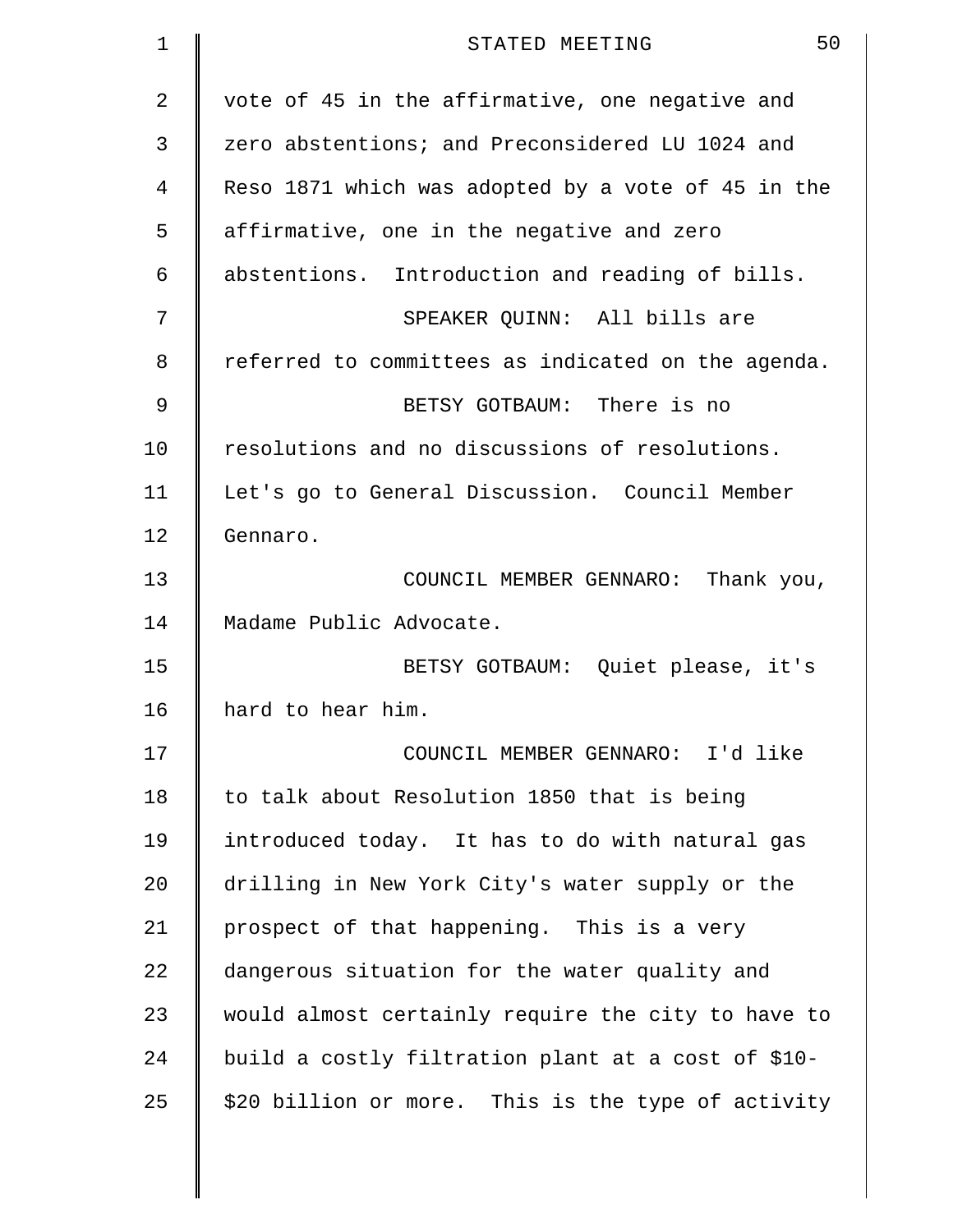vote of 45 in the affirmative, one negative and zero abstentions; and Preconsidered LU 1024 and Reso 1871 which was adopted by a vote of 45 in the affirmative, one in the negative and zero abstentions. Introduction and reading of bills.

SPEAKER QUINN: All bills are referred to committees as indicated on the agenda.

BETSY GOTBAUM: There is no resolutions and no discussions of resolutions. Let's go to General Discussion. Council Member Gennaro.

COUNCIL MEMBER GENNARO: Thank you, Madame Public Advocate.

BETSY GOTBAUM: Quiet please, it's hard to hear him.

COUNCIL MEMBER GENNARO: I'd like to talk about Resolution 1850 that is being introduced today. It has to do with natural gas drilling in New York City's water supply or the prospect of that happening. This is a very dangerous situation for the water quality and would almost certainly require the city to have to build a costly filtration plant at a cost of $10-$20 billion or more. This is the type of activity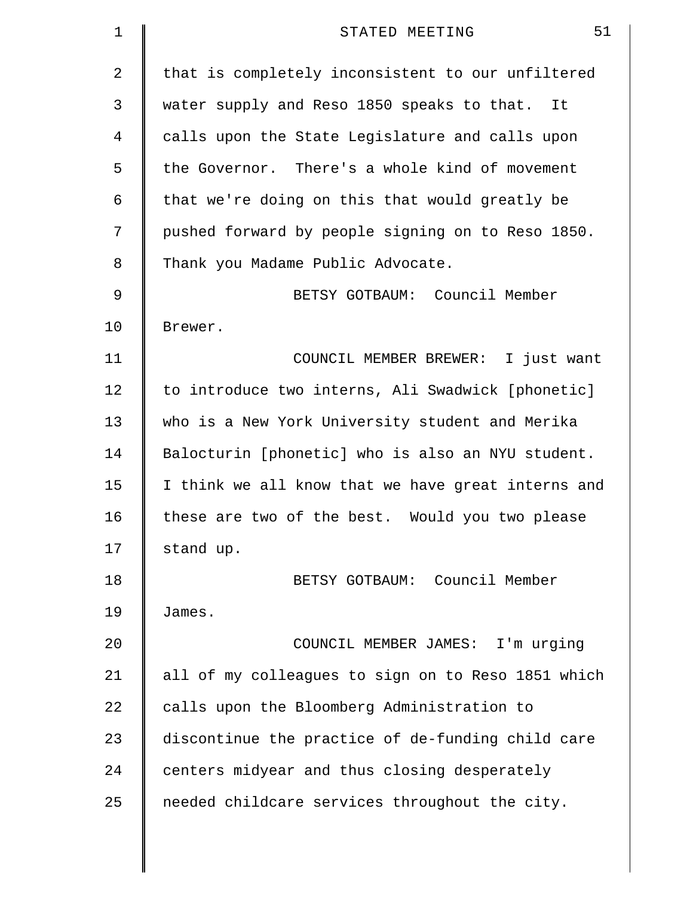that is completely inconsistent to our unfiltered water supply and Reso 1850 speaks to that. It calls upon the State Legislature and calls upon the Governor. There's a whole kind of movement that we're doing on this that would greatly be pushed forward by people signing on to Reso 1850. Thank you Madame Public Advocate.

BETSY GOTBAUM: Council Member Brewer.

COUNCIL MEMBER BREWER: I just want to introduce two interns, Ali Swadwick [phonetic] who is a New York University student and Merika Balocturin [phonetic] who is also an NYU student. I think we all know that we have great interns and these are two of the best. Would you two please stand up.

BETSY GOTBAUM: Council Member James.

COUNCIL MEMBER JAMES: I'm urging all of my colleagues to sign on to Reso 1851 which calls upon the Bloomberg Administration to discontinue the practice of de-funding child care centers midyear and thus closing desperately needed childcare services throughout the city.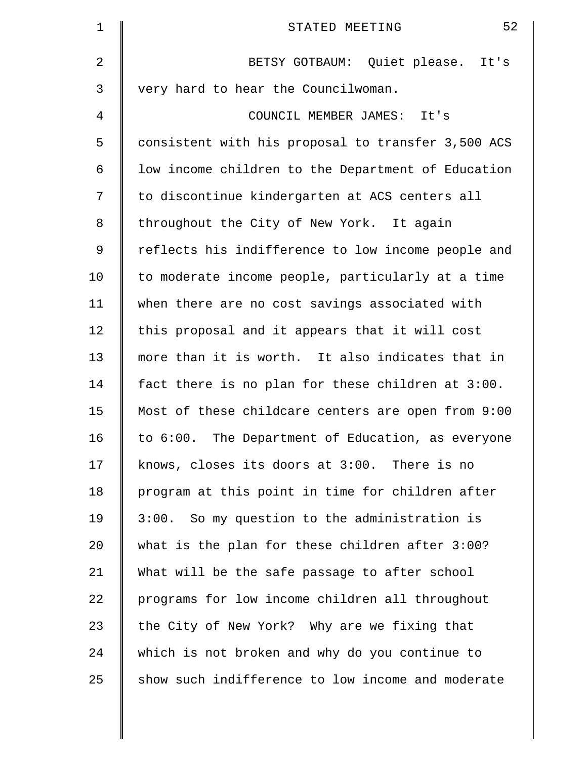BETSY GOTBAUM: Quiet please. It's very hard to hear the Councilwoman.

COUNCIL MEMBER JAMES: It's consistent with his proposal to transfer 3,500 ACS low income children to the Department of Education to discontinue kindergarten at ACS centers all throughout the City of New York. It again reflects his indifference to low income people and to moderate income people, particularly at a time when there are no cost savings associated with this proposal and it appears that it will cost more than it is worth. It also indicates that in fact there is no plan for these children at 3:00. Most of these childcare centers are open from 9:00 to 6:00. The Department of Education, as everyone knows, closes its doors at 3:00. There is no program at this point in time for children after 3:00. So my question to the administration is what is the plan for these children after 3:00? What will be the safe passage to after school programs for low income children all throughout the City of New York? Why are we fixing that which is not broken and why do you continue to show such indifference to low income and moderate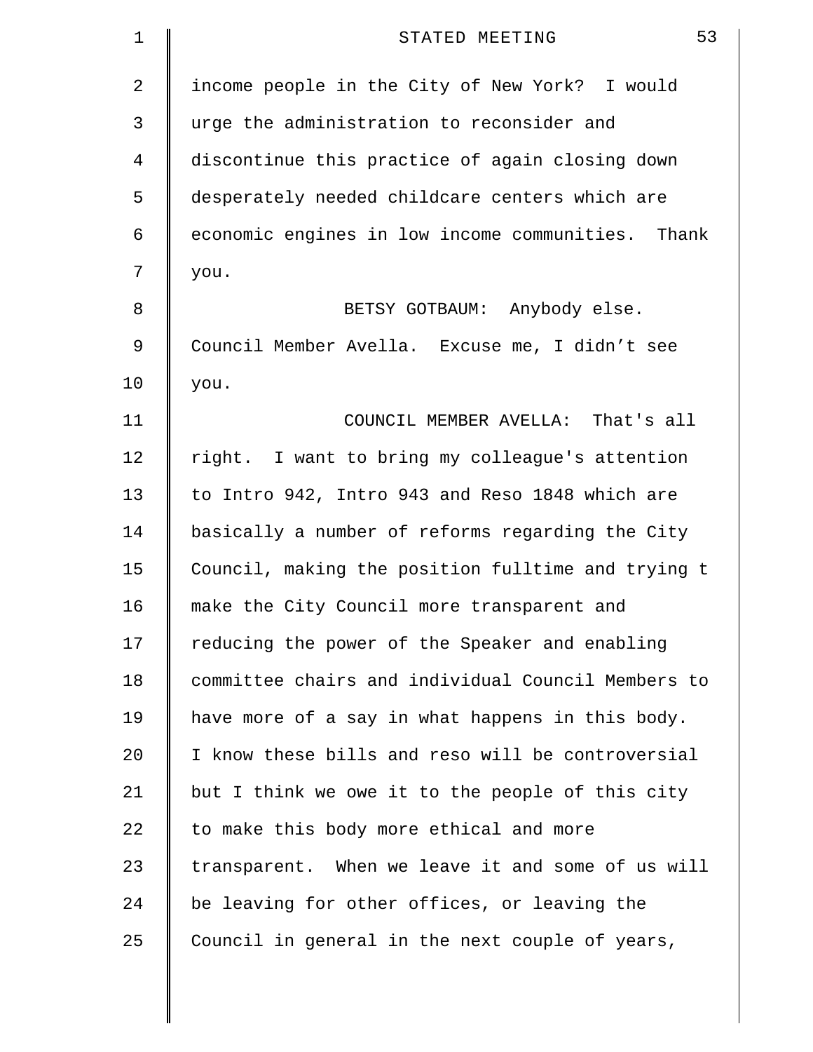income people in the City of New York? I would urge the administration to reconsider and discontinue this practice of again closing down desperately needed childcare centers which are economic engines in low income communities. Thank you.

BETSY GOTBAUM: Anybody else. Council Member Avella. Excuse me, I didn't see you.

COUNCIL MEMBER AVELLA: That's all right. I want to bring my colleague's attention to Intro 942, Intro 943 and Reso 1848 which are basically a number of reforms regarding the City Council, making the position fulltime and trying t make the City Council more transparent and reducing the power of the Speaker and enabling committee chairs and individual Council Members to have more of a say in what happens in this body. I know these bills and reso will be controversial but I think we owe it to the people of this city to make this body more ethical and more transparent. When we leave it and some of us will be leaving for other offices, or leaving the Council in general in the next couple of years,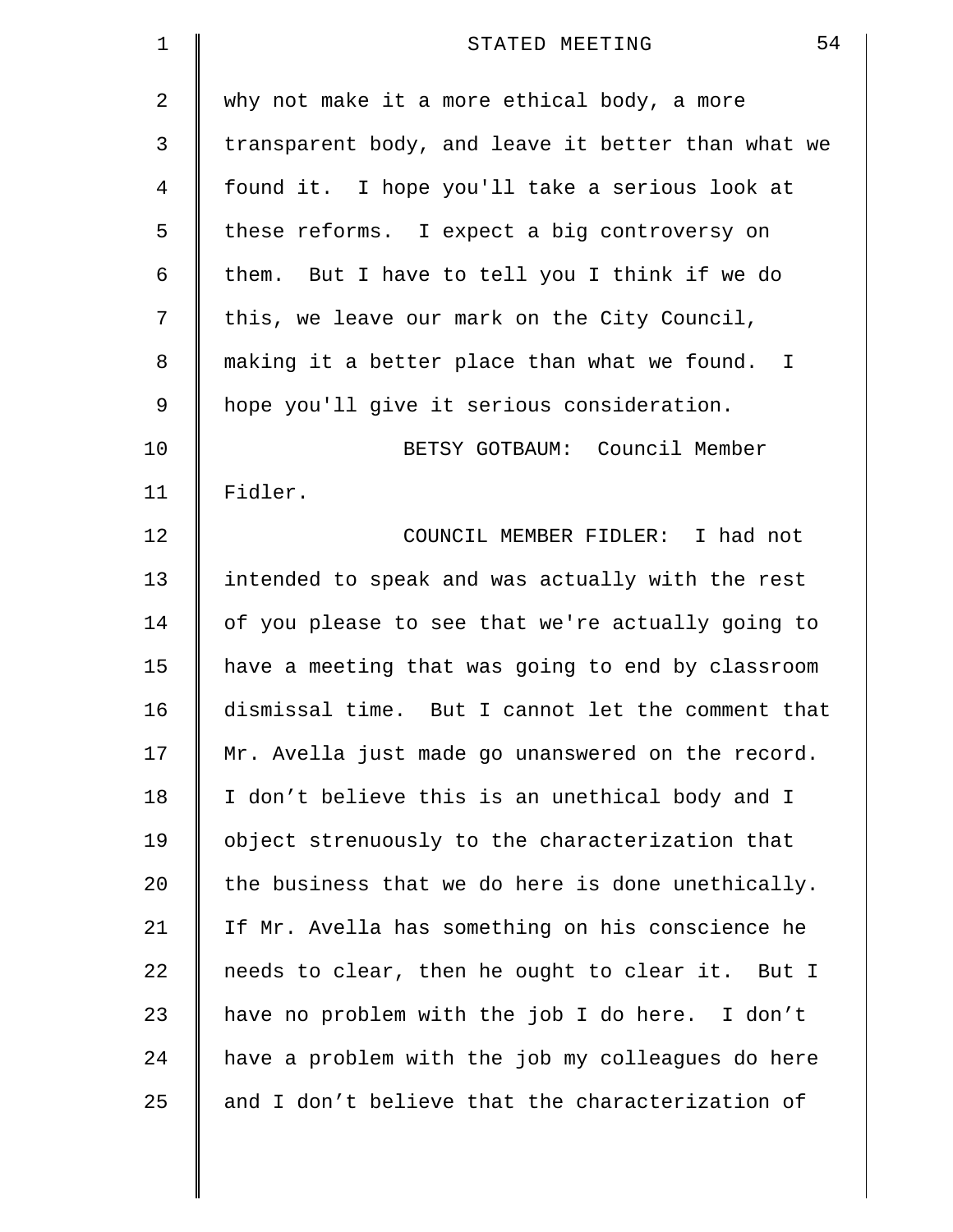why not make it a more ethical body, a more transparent body, and leave it better than what we found it. I hope you'll take a serious look at these reforms. I expect a big controversy on them. But I have to tell you I think if we do this, we leave our mark on the City Council, making it a better place than what we found. I hope you'll give it serious consideration.

BETSY GOTBAUM: Council Member Fidler.

COUNCIL MEMBER FIDLER: I had not intended to speak and was actually with the rest of you please to see that we're actually going to have a meeting that was going to end by classroom dismissal time. But I cannot let the comment that Mr. Avella just made go unanswered on the record. I don't believe this is an unethical body and I object strenuously to the characterization that the business that we do here is done unethically. If Mr. Avella has something on his conscience he needs to clear, then he ought to clear it. But I have no problem with the job I do here. I don't have a problem with the job my colleagues do here and I don't believe that the characterization of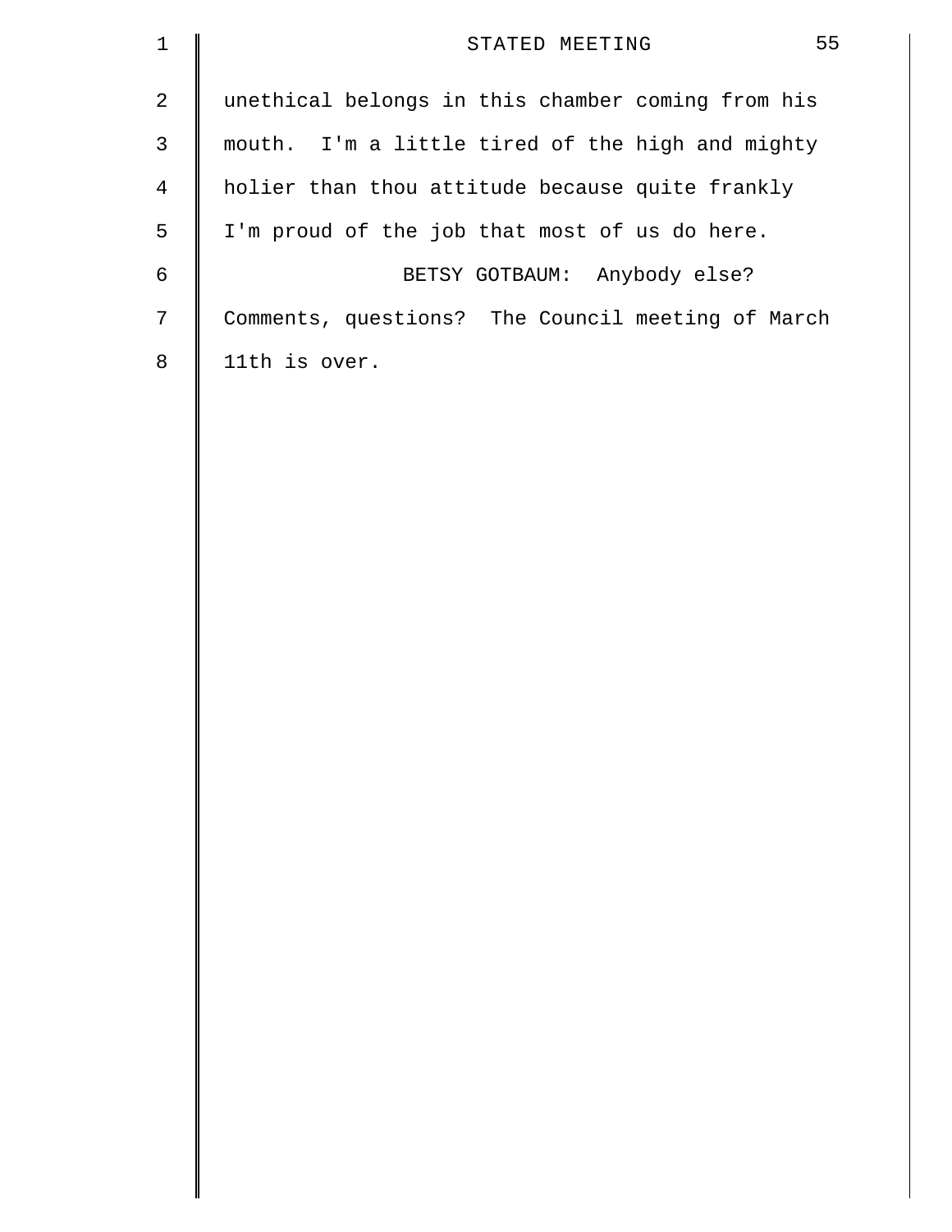unethical belongs in this chamber coming from his mouth. I'm a little tired of the high and mighty holier than thou attitude because quite frankly I'm proud of the job that most of us do here.

BETSY GOTBAUM: Anybody else? Comments, questions? The Council meeting of March 11th is over.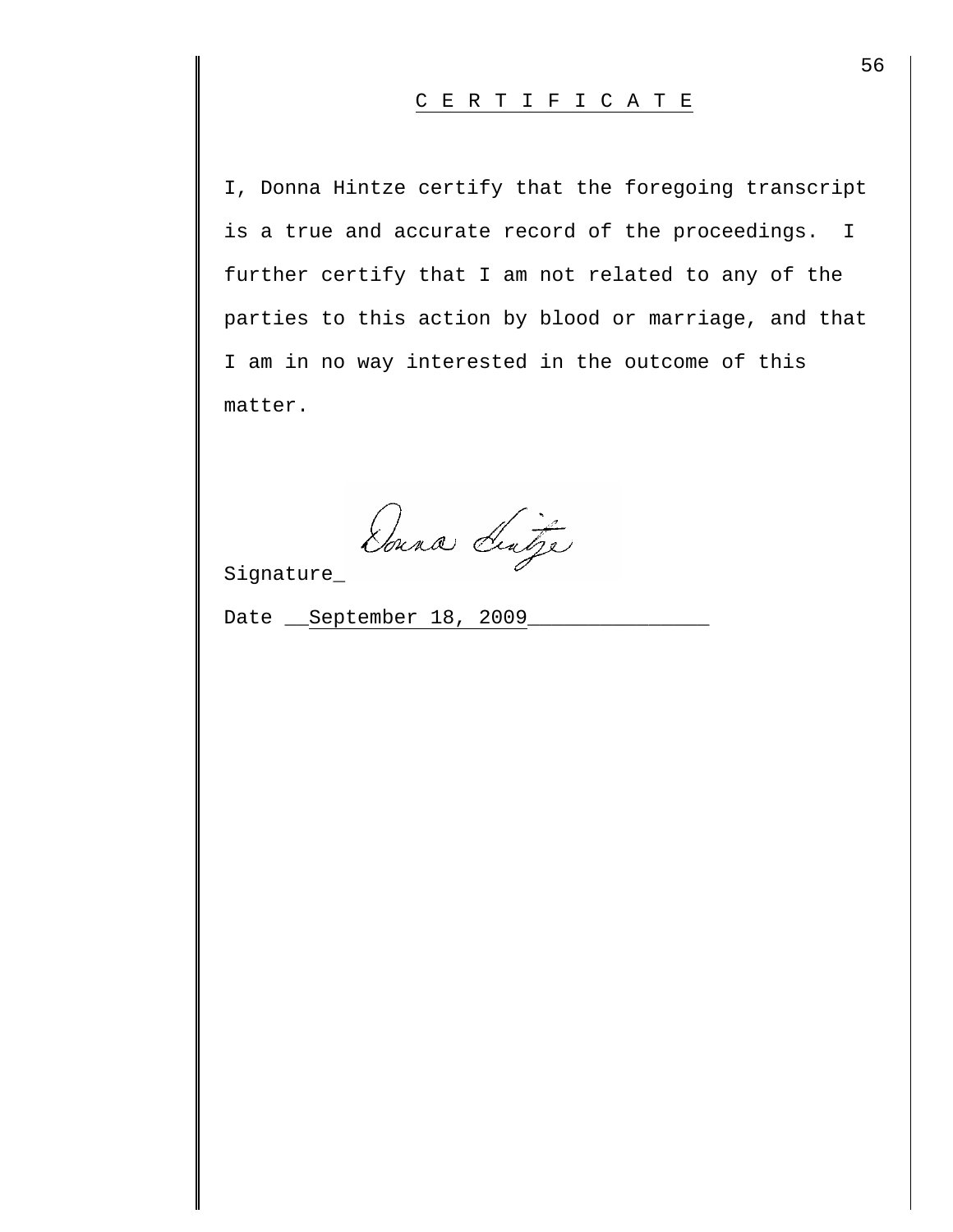# C E R T I F I C A T E

I, Donna Hintze certify that the foregoing transcript is a true and accurate record of the proceedings. I further certify that I am not related to any of the parties to this action by blood or marriage, and that I am in no way interested in the outcome of this matter.

Signature_ Donna Hintze

Date __September 18, 2009_______________